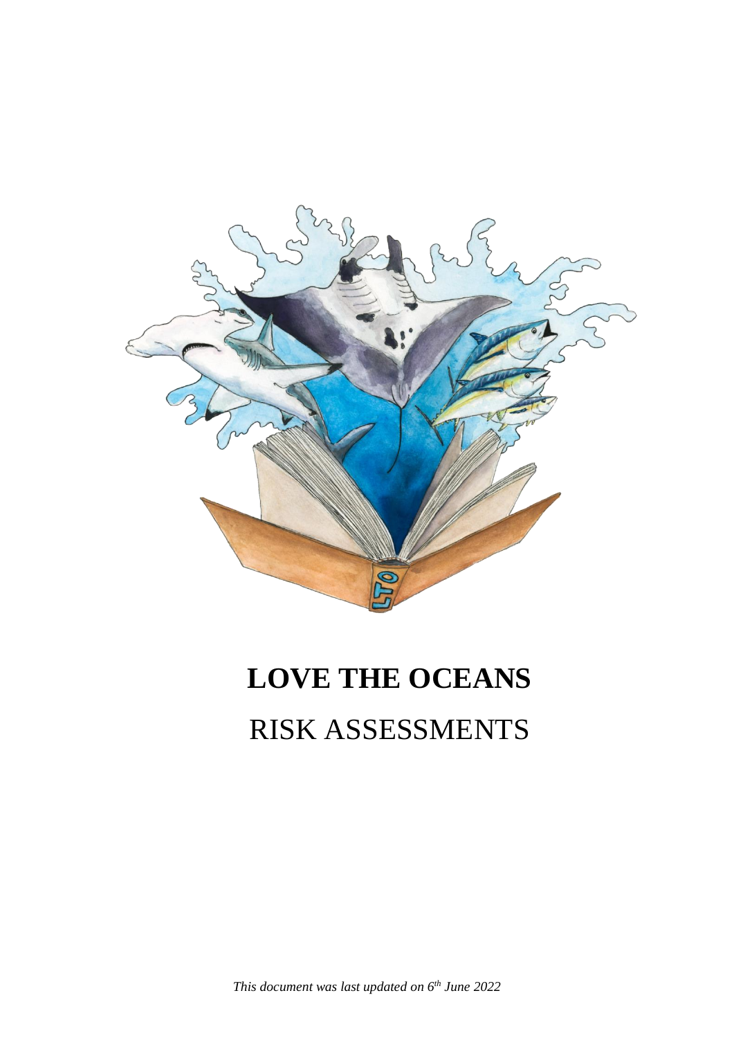# LOVE THE OCEANS

## RISK ASSESSMENTS

*This document was last updated on 6th June 2022*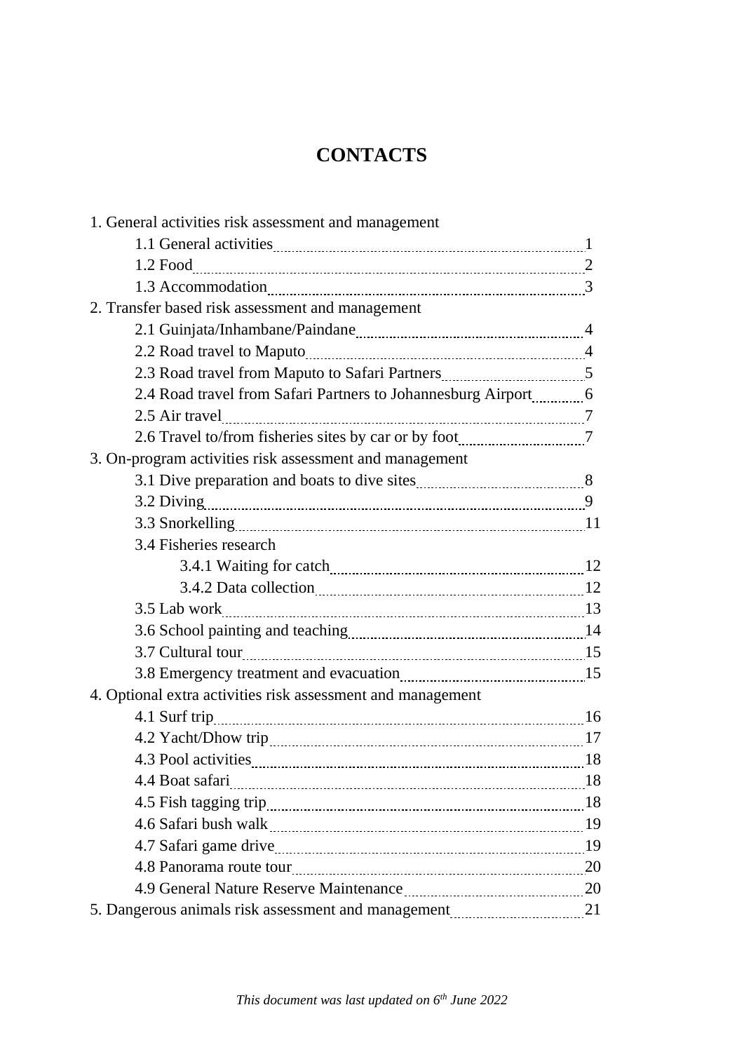# CONTACTS

1. General activities risk assessment and management
   - 1.1 General activities ..... 1
   - 1.2 Food ..... 2
   - 1.3 Accommodation ..... 3
2. Transfer based risk assessment and management
   - 2.1 Guinjata/Inhambane/Paindane ..... 4
   - 2.2 Road travel to Maputo ..... 4
   - 2.3 Road travel from Maputo to Safari Partners ..... 5
   - 2.4 Road travel from Safari Partners to Johannesburg Airport ..... 6
   - 2.5 Air travel ..... 7
   - 2.6 Travel to/from fisheries sites by car or by foot ..... 7
3. On-program activities risk assessment and management
   - 3.1 Dive preparation and boats to dive sites ..... 8
   - 3.2 Diving ..... 9
   - 3.3 Snorkelling ..... 11
   - 3.4 Fisheries research
     - 3.4.1 Waiting for catch ..... 12
     - 3.4.2 Data collection ..... 12
   - 3.5 Lab work ..... 13
   - 3.6 School painting and teaching ..... 14
   - 3.7 Cultural tour ..... 15
   - 3.8 Emergency treatment and evacuation ..... 15
4. Optional extra activities risk assessment and management
   - 4.1 Surf trip ..... 16
   - 4.2 Yacht/Dhow trip ..... 17
   - 4.3 Pool activities ..... 18
   - 4.4 Boat safari ..... 18
   - 4.5 Fish tagging trip ..... 18
   - 4.6 Safari bush walk ..... 19
   - 4.7 Safari game drive ..... 19
   - 4.8 Panorama route tour ..... 20
   - 4.9 General Nature Reserve Maintenance ..... 20
5. Dangerous animals risk assessment and management ..... 21

*This document was last updated on 6th June 2022*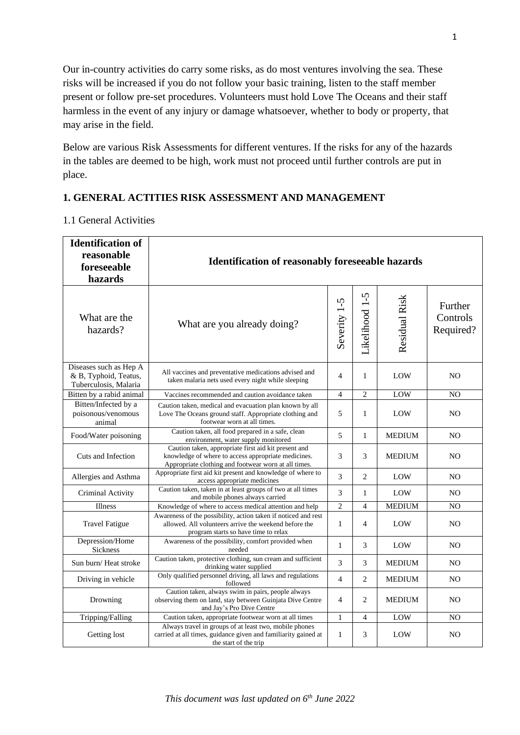Our in-country activities do carry some risks, as do most ventures involving the sea. These risks will be increased if you do not follow your basic training, listen to the staff member present or follow pre-set procedures. Volunteers must hold Love The Oceans and their staff harmless in the event of any injury or damage whatsoever, whether to body or property, that may arise in the field.

Below are various Risk Assessments for different ventures. If the risks for any of the hazards in the tables are deemed to be high, work must not proceed until further controls are put in place.

## 1. GENERAL ACTITIES RISK ASSESSMENT AND MANAGEMENT

### 1.1 General Activities

| **Identification of reasonable foreseeable hazards** | **Identification of reasonably foreseeable hazards** | | | | |
|---|---|---|---|---|---|
| What are the hazards? | What are you already doing? | Severity 1-5 | Likelihood 1-5 | Residual Risk | Further Controls Required? |
| Diseases such as Hep A & B, Typhoid, Teatus, Tuberculosis, Malaria | All vaccines and preventative medications advised and taken malaria nets used every night while sleeping | 4 | 1 | LOW | NO |
| Bitten by a rabid animal | Vaccines recommended and caution avoidance taken | 4 | 2 | LOW | NO |
| Bitten/Infected by a poisonous/venomous animal | Caution taken, medical and evacuation plan known by all Love The Oceans ground staff. Appropriate clothing and footwear worn at all times. | 5 | 1 | LOW | NO |
| Food/Water poisoning | Caution taken, all food prepared in a safe, clean environment, water supply monitored | 5 | 1 | MEDIUM | NO |
| Cuts and Infection | Caution taken, appropriate first aid kit present and knowledge of where to access appropriate medicines. Appropriate clothing and footwear worn at all times. | 3 | 3 | MEDIUM | NO |
| Allergies and Asthma | Appropriate first aid kit present and knowledge of where to access appropriate medicines | 3 | 2 | LOW | NO |
| Criminal Activity | Caution taken, taken in at least groups of two at all times and mobile phones always carried | 3 | 1 | LOW | NO |
| Illness | Knowledge of where to access medical attention and help | 2 | 4 | MEDIUM | NO |
| Travel Fatigue | Awareness of the possibility, action taken if noticed and rest allowed. All volunteers arrive the weekend before the program starts so have time to relax | 1 | 4 | LOW | NO |
| Depression/Home Sickness | Awareness of the possibility, comfort provided when needed | 1 | 3 | LOW | NO |
| Sun burn/ Heat stroke | Caution taken, protective clothing, sun cream and sufficient drinking water supplied | 3 | 3 | MEDIUM | NO |
| Driving in vehicle | Only qualified personnel driving, all laws and regulations followed | 4 | 2 | MEDIUM | NO |
| Drowning | Caution taken, always swim in pairs, people always observing them on land, stay between Guinjata Dive Centre and Jay's Pro Dive Centre | 4 | 2 | MEDIUM | NO |
| Tripping/Falling | Caution taken, appropriate footwear worn at all times | 1 | 4 | LOW | NO |
| Getting lost | Always travel in groups of at least two, mobile phones carried at all times, guidance given and familiarity gained at the start of the trip | 1 | 3 | LOW | NO |

*This document was last updated on 6th June 2022*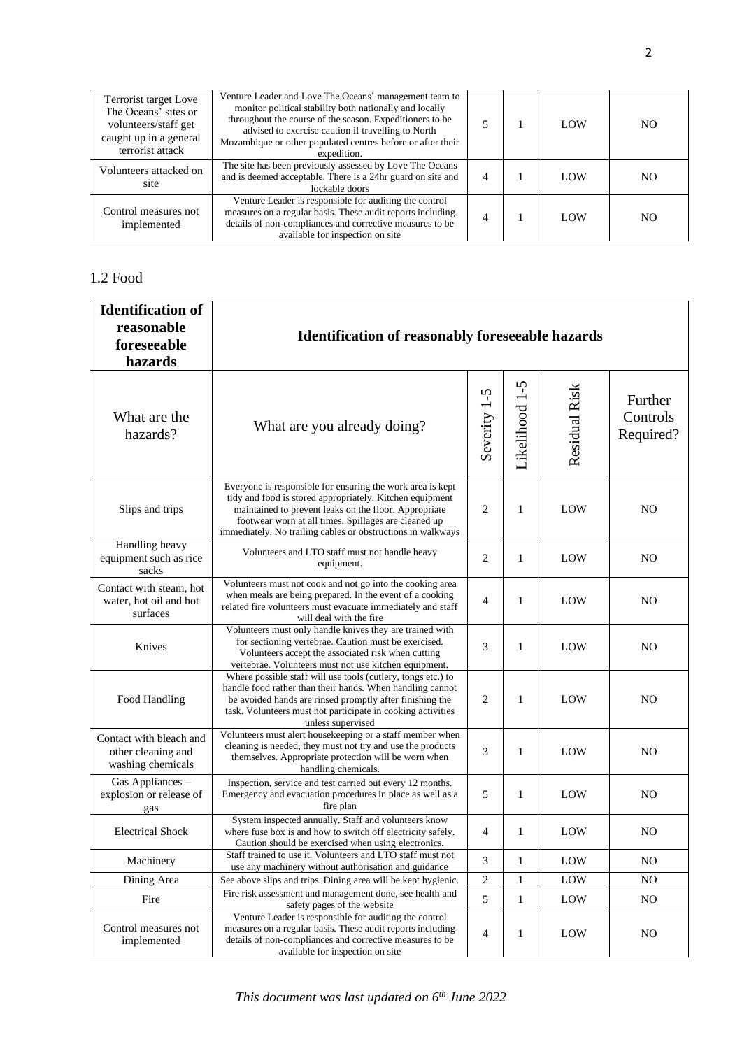| Terrorist target Love The Oceans' sites or volunteers/staff get caught up in a general terrorist attack | Venture Leader and Love The Oceans' management team to monitor political stability both nationally and locally throughout the course of the season. Expeditioners to be advised to exercise caution if travelling to North Mozambique or other populated centres before or after their expedition. | 5 | 1 | LOW | NO |
|---|---|---|---|---|---|
| Volunteers attacked on site | The site has been previously assessed by Love The Oceans and is deemed acceptable. There is a 24hr guard on site and lockable doors | 4 | 1 | LOW | NO |
| Control measures not implemented | Venture Leader is responsible for auditing the control measures on a regular basis. These audit reports including details of non-compliances and corrective measures to be available for inspection on site | 4 | 1 | LOW | NO |

## 1.2 Food

| **Identification of reasonable foreseeable hazards** | **Identification of reasonably foreseeable hazards** | | | | |
|---|---|---|---|---|---|
| What are the hazards? | What are you already doing? | Severity 1-5 | Likelihood 1-5 | Residual Risk | Further Controls Required? |
| Slips and trips | Everyone is responsible for ensuring the work area is kept tidy and food is stored appropriately. Kitchen equipment maintained to prevent leaks on the floor. Appropriate footwear worn at all times. Spillages are cleaned up immediately. No trailing cables or obstructions in walkways | 2 | 1 | LOW | NO |
| Handling heavy equipment such as rice sacks | Volunteers and LTO staff must not handle heavy equipment. | 2 | 1 | LOW | NO |
| Contact with steam, hot water, hot oil and hot surfaces | Volunteers must not cook and not go into the cooking area when meals are being prepared. In the event of a cooking related fire volunteers must evacuate immediately and staff will deal with the fire | 4 | 1 | LOW | NO |
| Knives | Volunteers must only handle knives they are trained with for sectioning vertebrae. Caution must be exercised. Volunteers accept the associated risk when cutting vertebrae. Volunteers must not use kitchen equipment. | 3 | 1 | LOW | NO |
| Food Handling | Where possible staff will use tools (cutlery, tongs etc.) to handle food rather than their hands. When handling cannot be avoided hands are rinsed promptly after finishing the task. Volunteers must not participate in cooking activities unless supervised | 2 | 1 | LOW | NO |
| Contact with bleach and other cleaning and washing chemicals | Volunteers must alert housekeeping or a staff member when cleaning is needed, they must not try and use the products themselves. Appropriate protection will be worn when handling chemicals. | 3 | 1 | LOW | NO |
| Gas Appliances – explosion or release of gas | Inspection, service and test carried out every 12 months. Emergency and evacuation procedures in place as well as a fire plan | 5 | 1 | LOW | NO |
| Electrical Shock | System inspected annually. Staff and volunteers know where fuse box is and how to switch off electricity safely. Caution should be exercised when using electronics. | 4 | 1 | LOW | NO |
| Machinery | Staff trained to use it. Volunteers and LTO staff must not use any machinery without authorisation and guidance | 3 | 1 | LOW | NO |
| Dining Area | See above slips and trips. Dining area will be kept hygienic. | 2 | 1 | LOW | NO |
| Fire | Fire risk assessment and management done, see health and safety pages of the website | 5 | 1 | LOW | NO |
| Control measures not implemented | Venture Leader is responsible for auditing the control measures on a regular basis. These audit reports including details of non-compliances and corrective measures to be available for inspection on site | 4 | 1 | LOW | NO |

*This document was last updated on 6th June 2022*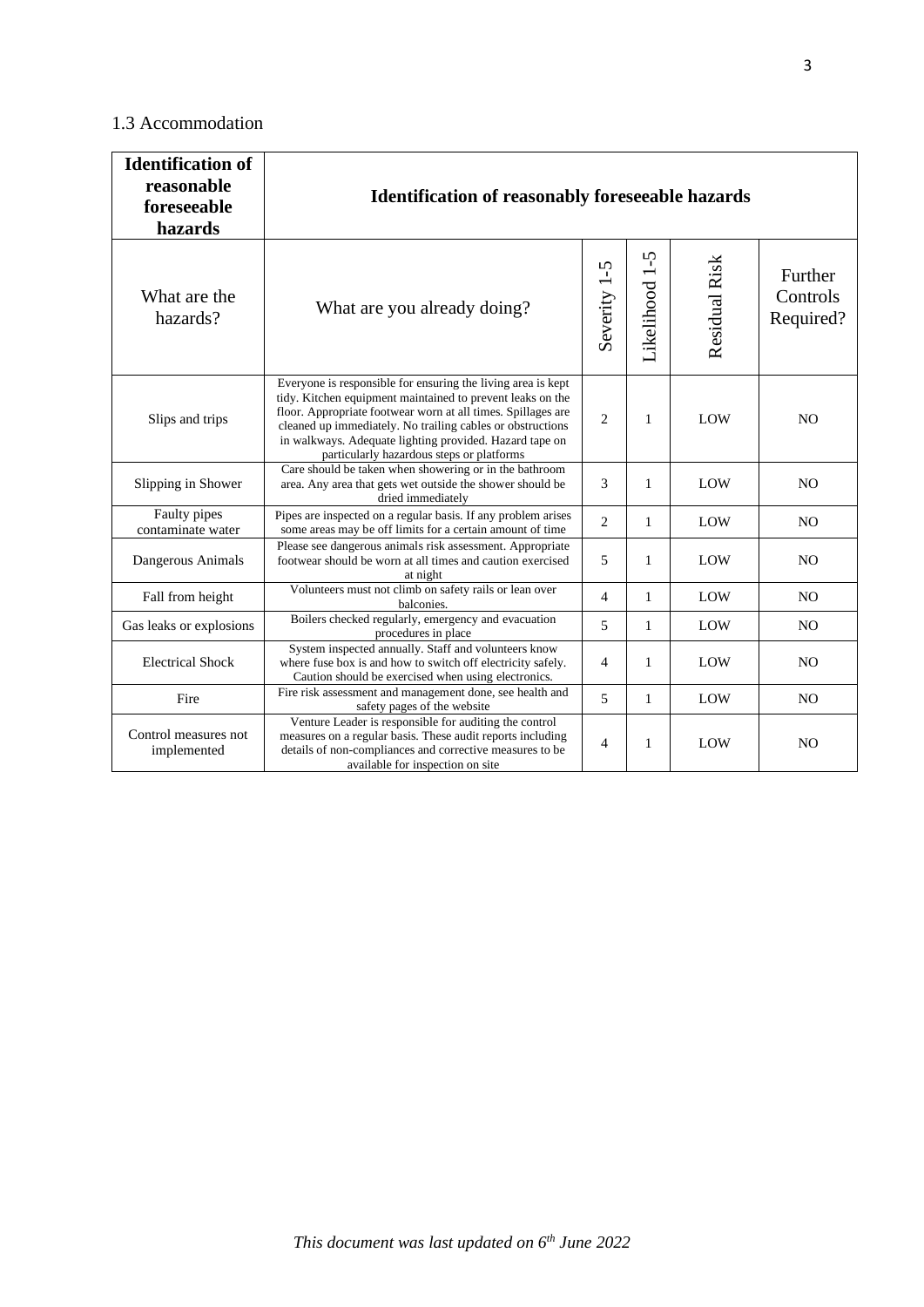### 1.3 Accommodation

| **Identification of reasonable foreseeable hazards** | **Identification of reasonably foreseeable hazards** | | | | |
|---|---|---|---|---|---|
| What are the hazards? | What are you already doing? | Severity 1-5 | Likelihood 1-5 | Residual Risk | Further Controls Required? |
| Slips and trips | Everyone is responsible for ensuring the living area is kept tidy. Kitchen equipment maintained to prevent leaks on the floor. Appropriate footwear worn at all times. Spillages are cleaned up immediately. No trailing cables or obstructions in walkways. Adequate lighting provided. Hazard tape on particularly hazardous steps or platforms | 2 | 1 | LOW | NO |
| Slipping in Shower | Care should be taken when showering or in the bathroom area. Any area that gets wet outside the shower should be dried immediately | 3 | 1 | LOW | NO |
| Faulty pipes contaminate water | Pipes are inspected on a regular basis. If any problem arises some areas may be off limits for a certain amount of time | 2 | 1 | LOW | NO |
| Dangerous Animals | Please see dangerous animals risk assessment. Appropriate footwear should be worn at all times and caution exercised at night | 5 | 1 | LOW | NO |
| Fall from height | Volunteers must not climb on safety rails or lean over balconies. | 4 | 1 | LOW | NO |
| Gas leaks or explosions | Boilers checked regularly, emergency and evacuation procedures in place | 5 | 1 | LOW | NO |
| Electrical Shock | System inspected annually. Staff and volunteers know where fuse box is and how to switch off electricity safely. Caution should be exercised when using electronics. | 4 | 1 | LOW | NO |
| Fire | Fire risk assessment and management done, see health and safety pages of the website | 5 | 1 | LOW | NO |
| Control measures not implemented | Venture Leader is responsible for auditing the control measures on a regular basis. These audit reports including details of non-compliances and corrective measures to be available for inspection on site | 4 | 1 | LOW | NO |

*This document was last updated on 6th June 2022*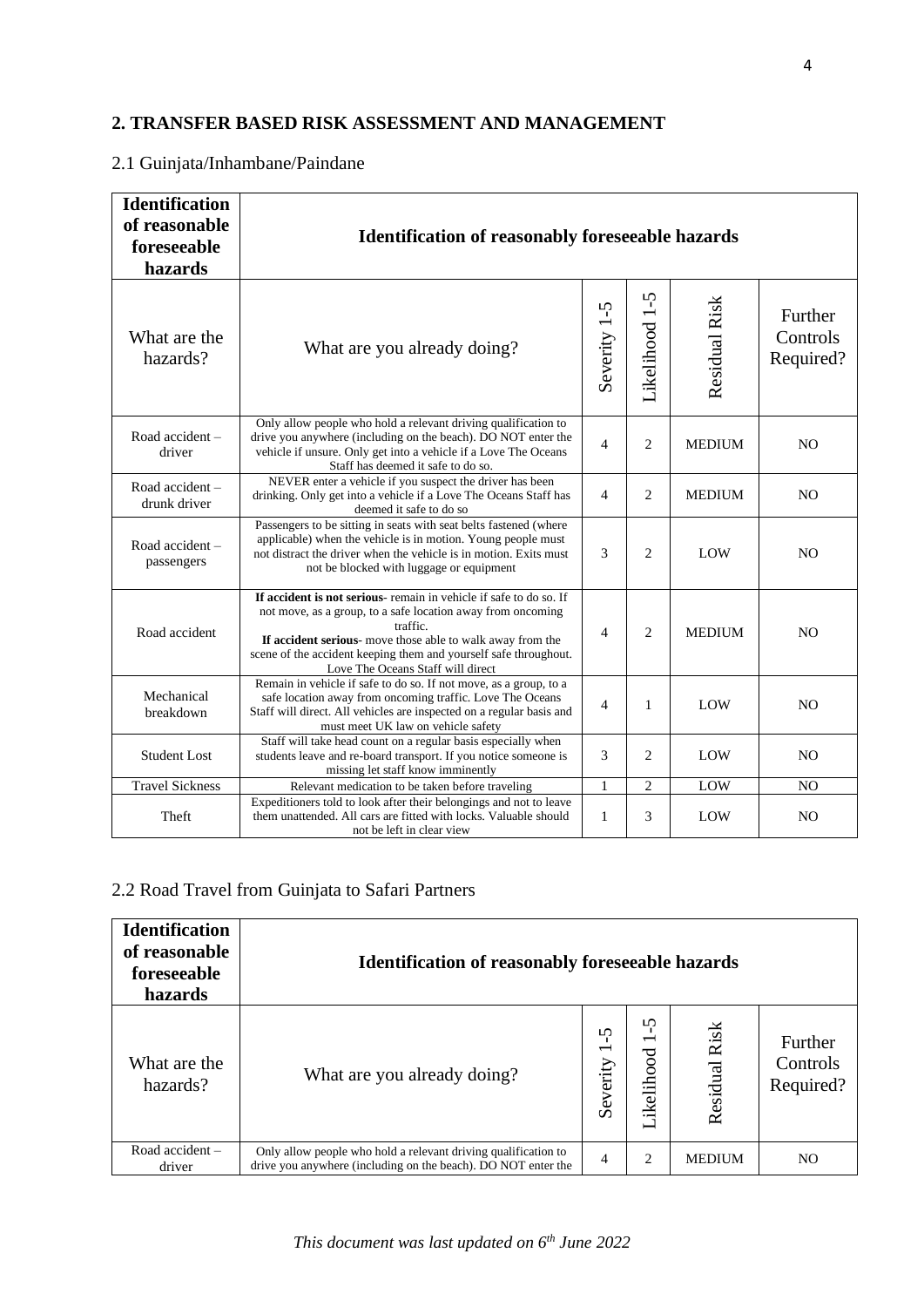## 2. TRANSFER BASED RISK ASSESSMENT AND MANAGEMENT

### 2.1 Guinjata/Inhambane/Paindane

| **Identification of reasonable foreseeable hazards** | **Identification of reasonably foreseeable hazards** | | | | |
|---|---|---|---|---|---|
| What are the hazards? | What are you already doing? | Severity 1-5 | Likelihood 1-5 | Residual Risk | Further Controls Required? |
| Road accident – driver | Only allow people who hold a relevant driving qualification to drive you anywhere (including on the beach). DO NOT enter the vehicle if unsure. Only get into a vehicle if a Love The Oceans Staff has deemed it safe to do so. | 4 | 2 | MEDIUM | NO |
| Road accident – drunk driver | NEVER enter a vehicle if you suspect the driver has been drinking. Only get into a vehicle if a Love The Oceans Staff has deemed it safe to do so | 4 | 2 | MEDIUM | NO |
| Road accident – passengers | Passengers to be sitting in seats with seat belts fastened (where applicable) when the vehicle is in motion. Young people must not distract the driver when the vehicle is in motion. Exits must not be blocked with luggage or equipment | 3 | 2 | LOW | NO |
| Road accident | **If accident is not serious**- remain in vehicle if safe to do so. If not move, as a group, to a safe location away from oncoming traffic. **If accident serious**- move those able to walk away from the scene of the accident keeping them and yourself safe throughout. Love The Oceans Staff will direct | 4 | 2 | MEDIUM | NO |
| Mechanical breakdown | Remain in vehicle if safe to do so. If not move, as a group, to a safe location away from oncoming traffic. Love The Oceans Staff will direct. All vehicles are inspected on a regular basis and must meet UK law on vehicle safety | 4 | 1 | LOW | NO |
| Student Lost | Staff will take head count on a regular basis especially when students leave and re-board transport. If you notice someone is missing let staff know imminently | 3 | 2 | LOW | NO |
| Travel Sickness | Relevant medication to be taken before traveling | 1 | 2 | LOW | NO |
| Theft | Expeditioners told to look after their belongings and not to leave them unattended. All cars are fitted with locks. Valuable should not be left in clear view | 1 | 3 | LOW | NO |

### 2.2 Road Travel from Guinjata to Safari Partners

| **Identification of reasonable foreseeable hazards** | **Identification of reasonably foreseeable hazards** | | | | |
|---|---|---|---|---|---|
| What are the hazards? | What are you already doing? | Severity 1-5 | Likelihood 1-5 | Residual Risk | Further Controls Required? |
| Road accident – driver | Only allow people who hold a relevant driving qualification to drive you anywhere (including on the beach). DO NOT enter the | 4 | 2 | MEDIUM | NO |

*This document was last updated on 6th June 2022*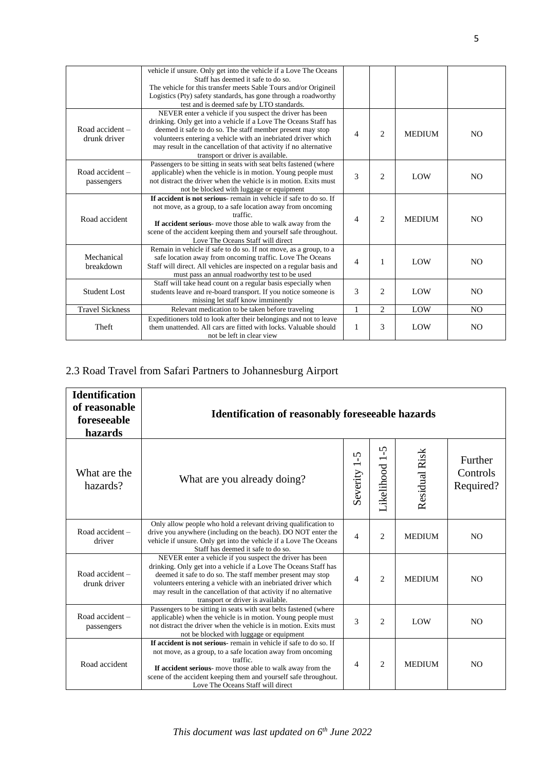|  | vehicle if unsure. Only get into the vehicle if a Love The Oceans Staff has deemed it safe to do so. The vehicle for this transfer meets Sable Tours and/or Origineil Logistics (Pty) safety standards, has gone through a roadworthy test and is deemed safe by LTO standards. |  |  |  |  |
|---|---|---|---|---|---|
| Road accident – drunk driver | NEVER enter a vehicle if you suspect the driver has been drinking. Only get into a vehicle if a Love The Oceans Staff has deemed it safe to do so. The staff member present may stop volunteers entering a vehicle with an inebriated driver which may result in the cancellation of that activity if no alternative transport or driver is available. | 4 | 2 | MEDIUM | NO |
| Road accident – passengers | Passengers to be sitting in seats with seat belts fastened (where applicable) when the vehicle is in motion. Young people must not distract the driver when the vehicle is in motion. Exits must not be blocked with luggage or equipment | 3 | 2 | LOW | NO |
| Road accident | **If accident is not serious**- remain in vehicle if safe to do so. If not move, as a group, to a safe location away from oncoming traffic. **If accident serious**- move those able to walk away from the scene of the accident keeping them and yourself safe throughout. Love The Oceans Staff will direct | 4 | 2 | MEDIUM | NO |
| Mechanical breakdown | Remain in vehicle if safe to do so. If not move, as a group, to a safe location away from oncoming traffic. Love The Oceans Staff will direct. All vehicles are inspected on a regular basis and must pass an annual roadworthy test to be used | 4 | 1 | LOW | NO |
| Student Lost | Staff will take head count on a regular basis especially when students leave and re-board transport. If you notice someone is missing let staff know imminently | 3 | 2 | LOW | NO |
| Travel Sickness | Relevant medication to be taken before traveling | 1 | 2 | LOW | NO |
| Theft | Expeditioners told to look after their belongings and not to leave them unattended. All cars are fitted with locks. Valuable should not be left in clear view | 1 | 3 | LOW | NO |

## 2.3 Road Travel from Safari Partners to Johannesburg Airport

| **Identification of reasonable foreseeable hazards** | **Identification of reasonably foreseeable hazards** |  |  |  |  |
|---|---|---|---|---|---|
| What are the hazards? | What are you already doing? | Severity 1-5 | Likelihood 1-5 | Residual Risk | Further Controls Required? |
| Road accident – driver | Only allow people who hold a relevant driving qualification to drive you anywhere (including on the beach). DO NOT enter the vehicle if unsure. Only get into the vehicle if a Love The Oceans Staff has deemed it safe to do so. | 4 | 2 | MEDIUM | NO |
| Road accident – drunk driver | NEVER enter a vehicle if you suspect the driver has been drinking. Only get into a vehicle if a Love The Oceans Staff has deemed it safe to do so. The staff member present may stop volunteers entering a vehicle with an inebriated driver which may result in the cancellation of that activity if no alternative transport or driver is available. | 4 | 2 | MEDIUM | NO |
| Road accident – passengers | Passengers to be sitting in seats with seat belts fastened (where applicable) when the vehicle is in motion. Young people must not distract the driver when the vehicle is in motion. Exits must not be blocked with luggage or equipment | 3 | 2 | LOW | NO |
| Road accident | **If accident is not serious**- remain in vehicle if safe to do so. If not move, as a group, to a safe location away from oncoming traffic. **If accident serious**- move those able to walk away from the scene of the accident keeping them and yourself safe throughout. Love The Oceans Staff will direct | 4 | 2 | MEDIUM | NO |

*This document was last updated on 6th June 2022*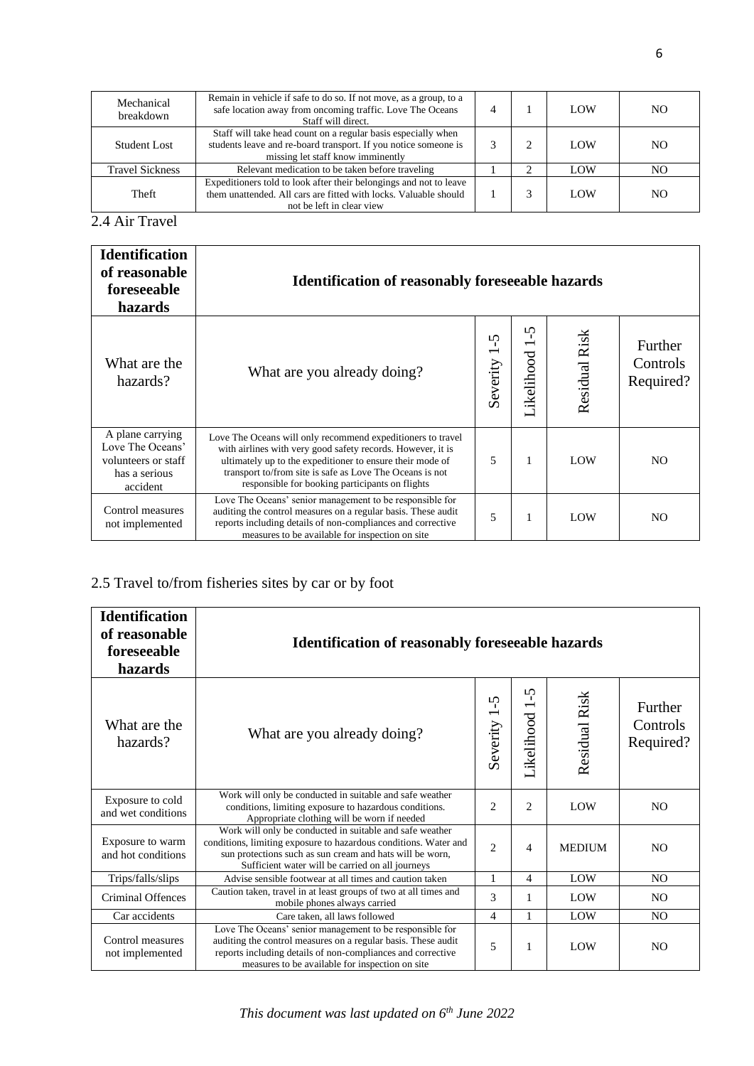| Mechanical breakdown | Remain in vehicle if safe to do so. If not move, as a group, to a safe location away from oncoming traffic. Love The Oceans Staff will direct. | 4 | 1 | LOW | NO |
|---|---|---|---|---|---|
| Student Lost | Staff will take head count on a regular basis especially when students leave and re-board transport. If you notice someone is missing let staff know imminently | 3 | 2 | LOW | NO |
| Travel Sickness | Relevant medication to be taken before traveling | 1 | 2 | LOW | NO |
| Theft | Expeditioners told to look after their belongings and not to leave them unattended. All cars are fitted with locks. Valuable should not be left in clear view | 1 | 3 | LOW | NO |

## 2.4 Air Travel

| **Identification of reasonable foreseeable hazards** | **Identification of reasonably foreseeable hazards** | | | | |
|---|---|---|---|---|---|
| What are the hazards? | What are you already doing? | Severity 1-5 | Likelihood 1-5 | Residual Risk | Further Controls Required? |
| A plane carrying Love The Oceans' volunteers or staff has a serious accident | Love The Oceans will only recommend expeditioners to travel with airlines with very good safety records. However, it is ultimately up to the expeditioner to ensure their mode of transport to/from site is safe as Love The Oceans is not responsible for booking participants on flights | 5 | 1 | LOW | NO |
| Control measures not implemented | Love The Oceans' senior management to be responsible for auditing the control measures on a regular basis. These audit reports including details of non-compliances and corrective measures to be available for inspection on site | 5 | 1 | LOW | NO |

## 2.5 Travel to/from fisheries sites by car or by foot

| **Identification of reasonable foreseeable hazards** | **Identification of reasonably foreseeable hazards** | | | | |
|---|---|---|---|---|---|
| What are the hazards? | What are you already doing? | Severity 1-5 | Likelihood 1-5 | Residual Risk | Further Controls Required? |
| Exposure to cold and wet conditions | Work will only be conducted in suitable and safe weather conditions, limiting exposure to hazardous conditions. Appropriate clothing will be worn if needed | 2 | 2 | LOW | NO |
| Exposure to warm and hot conditions | Work will only be conducted in suitable and safe weather conditions, limiting exposure to hazardous conditions. Water and sun protections such as sun cream and hats will be worn, Sufficient water will be carried on all journeys | 2 | 4 | MEDIUM | NO |
| Trips/falls/slips | Advise sensible footwear at all times and caution taken | 1 | 4 | LOW | NO |
| Criminal Offences | Caution taken, travel in at least groups of two at all times and mobile phones always carried | 3 | 1 | LOW | NO |
| Car accidents | Care taken, all laws followed | 4 | 1 | LOW | NO |
| Control measures not implemented | Love The Oceans' senior management to be responsible for auditing the control measures on a regular basis. These audit reports including details of non-compliances and corrective measures to be available for inspection on site | 5 | 1 | LOW | NO |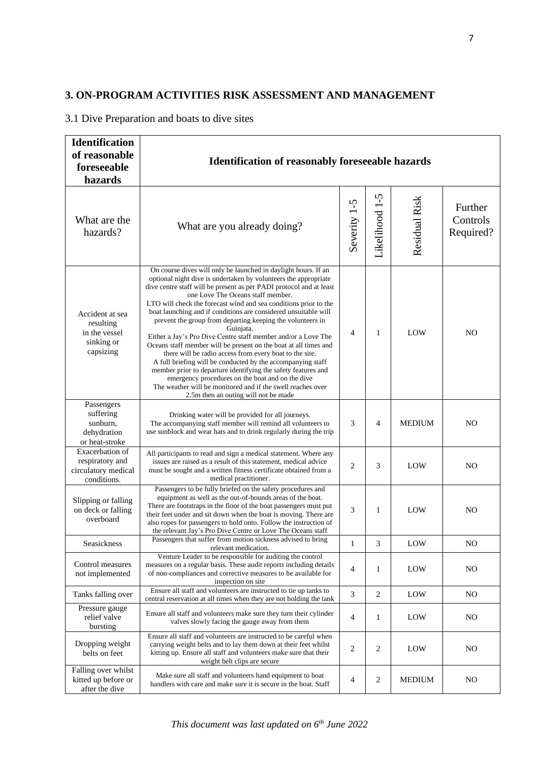## 3. ON-PROGRAM ACTIVITIES RISK ASSESSMENT AND MANAGEMENT

### 3.1 Dive Preparation and boats to dive sites

| Identification of reasonable foreseeable hazards | Identification of reasonably foreseeable hazards | | | | |
|---|---|---|---|---|---|
| What are the hazards? | What are you already doing? | Severity 1-5 | Likelihood 1-5 | Residual Risk | Further Controls Required? |
| Accident at sea resulting in the vessel sinking or capsizing | On course dives will only be launched in daylight hours. If an optional night dive is undertaken by volunteers the appropriate dive centre staff will be present as per PADI protocol and at least one Love The Oceans staff member. LTO will check the forecast wind and sea conditions prior to the boat launching and if conditions are considered unsuitable will prevent the group from departing keeping the volunteers in Guinjata. Either a Jay's Pro Dive Centre staff member and/or a Love The Oceans staff member will be present on the boat at all times and there will be radio access from every boat to the site. A full briefing will be conducted by the accompanying staff member prior to departure identifying the safety features and emergency procedures on the boat and on the dive The weather will be monitored and if the swell reaches over 2.5m then an outing will not be made | 4 | 1 | LOW | NO |
| Passengers suffering sunburn, dehydration or heat-stroke | Drinking water will be provided for all journeys. The accompanying staff member will remind all volunteers to use sunblock and wear hats and to drink regularly during the trip | 3 | 4 | MEDIUM | NO |
| Exacerbation of respiratory and circulatory medical conditions. | All participants to read and sign a medical statement. Where any issues are raised as a result of this statement, medical advice must be sought and a written fitness certificate obtained from a medical practitioner. | 2 | 3 | LOW | NO |
| Slipping or falling on deck or falling overboard | Passengers to be fully briefed on the safety procedures and equipment as well as the out-of-bounds areas of the boat. There are footstraps in the floor of the boat passengers must put their feet under and sit down when the boat is moving. There are also ropes for passengers to hold onto. Follow the instruction of the relevant Jay's Pro Dive Centre or Love The Oceans staff | 3 | 1 | LOW | NO |
| Seasickness | Passengers that suffer from motion sickness advised to bring relevant medication. | 1 | 3 | LOW | NO |
| Control measures not implemented | Venture Leader to be responsible for auditing the control measures on a regular basis. These audit reports including details of non-compliances and corrective measures to be available for inspection on site | 4 | 1 | LOW | NO |
| Tanks falling over | Ensure all staff and volunteers are instructed to tie up tanks to central reservation at all times when they are not holding the tank | 3 | 2 | LOW | NO |
| Pressure gauge relief valve bursting | Ensure all staff and volunteers make sure they turn their cylinder valves slowly facing the gauge away from them | 4 | 1 | LOW | NO |
| Dropping weight belts on feet | Ensure all staff and volunteers are instructed to be careful when carrying weight belts and to lay them down at their feet whilst kitting up. Ensure all staff and volunteers make sure that their weight belt clips are secure | 2 | 2 | LOW | NO |
| Falling over whilst kitted up before or after the dive | Make sure all staff and volunteers hand equipment to boat handlers with care and make sure it is secure in the boat. Staff | 4 | 2 | MEDIUM | NO |

*This document was last updated on 6th June 2022*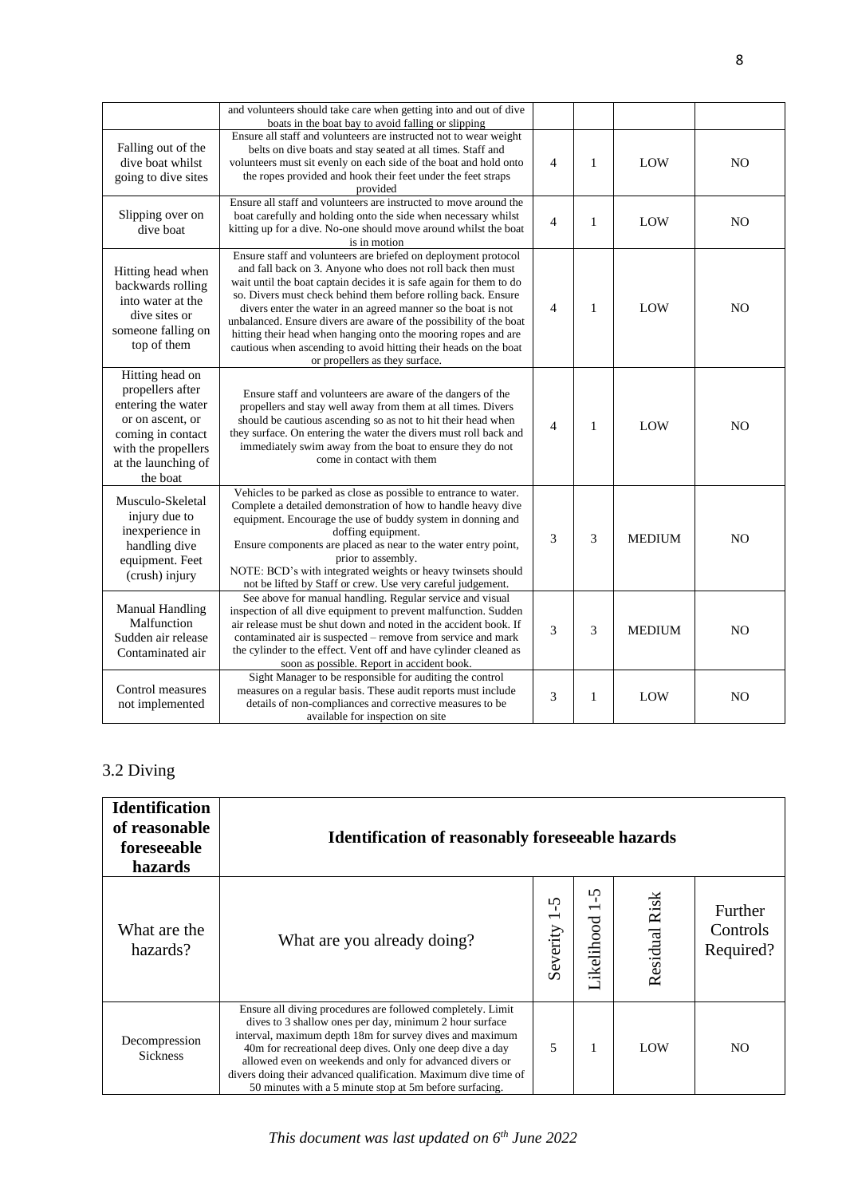| | | | | | |
|---|---|---|---|---|---|
| | and volunteers should take care when getting into and out of dive boats in the boat bay to avoid falling or slipping | | | | |
| Falling out of the dive boat whilst going to dive sites | Ensure all staff and volunteers are instructed not to wear weight belts on dive boats and stay seated at all times. Staff and volunteers must sit evenly on each side of the boat and hold onto the ropes provided and hook their feet under the feet straps provided | 4 | 1 | LOW | NO |
| Slipping over on dive boat | Ensure all staff and volunteers are instructed to move around the boat carefully and holding onto the side when necessary whilst kitting up for a dive. No-one should move around whilst the boat is in motion | 4 | 1 | LOW | NO |
| Hitting head when backwards rolling into water at the dive sites or someone falling on top of them | Ensure staff and volunteers are briefed on deployment protocol and fall back on 3. Anyone who does not roll back then must wait until the boat captain decides it is safe again for them to do so. Divers must check behind them before rolling back. Ensure divers enter the water in an agreed manner so the boat is not unbalanced. Ensure divers are aware of the possibility of the boat hitting their head when hanging onto the mooring ropes and are cautious when ascending to avoid hitting their heads on the boat or propellers as they surface. | 4 | 1 | LOW | NO |
| Hitting head on propellers after entering the water or on ascent, or coming in contact with the propellers at the launching of the boat | Ensure staff and volunteers are aware of the dangers of the propellers and stay well away from them at all times. Divers should be cautious ascending so as not to hit their head when they surface. On entering the water the divers must roll back and immediately swim away from the boat to ensure they do not come in contact with them | 4 | 1 | LOW | NO |
| Musculo-Skeletal injury due to inexperience in handling dive equipment. Feet (crush) injury | Vehicles to be parked as close as possible to entrance to water. Complete a detailed demonstration of how to handle heavy dive equipment. Encourage the use of buddy system in donning and doffing equipment. Ensure components are placed as near to the water entry point, prior to assembly. NOTE: BCD's with integrated weights or heavy twinsets should not be lifted by Staff or crew. Use very careful judgement. | 3 | 3 | MEDIUM | NO |
| Manual Handling Malfunction Sudden air release Contaminated air | See above for manual handling. Regular service and visual inspection of all dive equipment to prevent malfunction. Sudden air release must be shut down and noted in the accident book. If contaminated air is suspected – remove from service and mark the cylinder to the effect. Vent off and have cylinder cleaned as soon as possible. Report in accident book. | 3 | 3 | MEDIUM | NO |
| Control measures not implemented | Sight Manager to be responsible for auditing the control measures on a regular basis. These audit reports must include details of non-compliances and corrective measures to be available for inspection on site | 3 | 1 | LOW | NO |

## 3.2 Diving

| **Identification of reasonable foreseeable hazards** | **Identification of reasonably foreseeable hazards** | | | | |
|---|---|---|---|---|---|
| What are the hazards? | What are you already doing? | Severity 1-5 | Likelihood 1-5 | Residual Risk | Further Controls Required? |
| Decompression Sickness | Ensure all diving procedures are followed completely. Limit dives to 3 shallow ones per day, minimum 2 hour surface interval, maximum depth 18m for survey dives and maximum 40m for recreational deep dives. Only one deep dive a day allowed even on weekends and only for advanced divers or divers doing their advanced qualification. Maximum dive time of 50 minutes with a 5 minute stop at 5m before surfacing. | 5 | 1 | LOW | NO |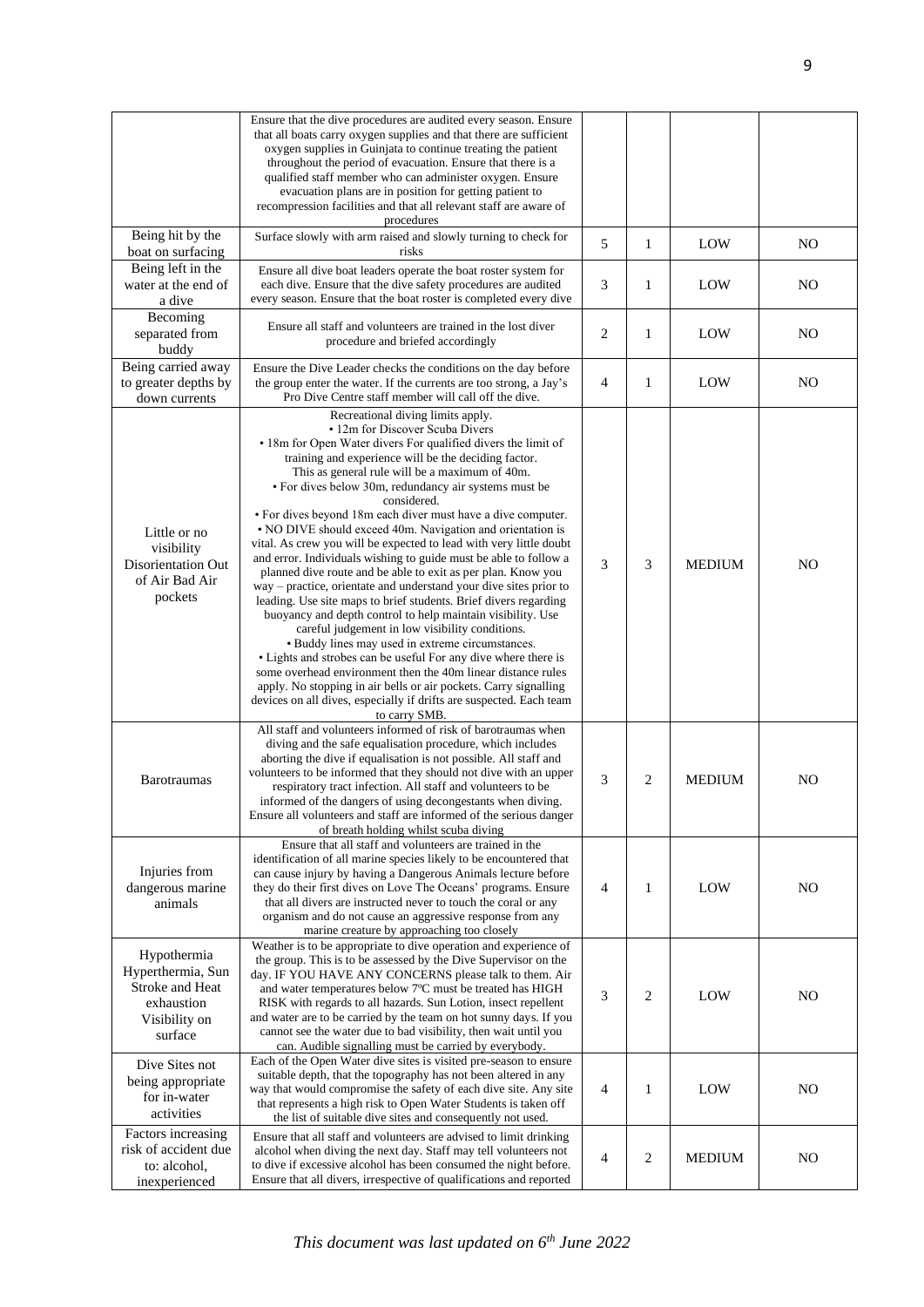| | | | | | |
|---|---|---|---|---|---|
| | Ensure that the dive procedures are audited every season. Ensure that all boats carry oxygen supplies and that there are sufficient oxygen supplies in Guinjata to continue treating the patient throughout the period of evacuation. Ensure that there is a qualified staff member who can administer oxygen. Ensure evacuation plans are in position for getting patient to recompression facilities and that all relevant staff are aware of procedures | | | | |
| Being hit by the boat on surfacing | Surface slowly with arm raised and slowly turning to check for risks | 5 | 1 | LOW | NO |
| Being left in the water at the end of a dive | Ensure all dive boat leaders operate the boat roster system for each dive. Ensure that the dive safety procedures are audited every season. Ensure that the boat roster is completed every dive | 3 | 1 | LOW | NO |
| Becoming separated from buddy | Ensure all staff and volunteers are trained in the lost diver procedure and briefed accordingly | 2 | 1 | LOW | NO |
| Being carried away to greater depths by down currents | Ensure the Dive Leader checks the conditions on the day before the group enter the water. If the currents are too strong, a Jay's Pro Dive Centre staff member will call off the dive. | 4 | 1 | LOW | NO |
| Little or no visibility Disorientation Out of Air Bad Air pockets | Recreational diving limits apply. • 12m for Discover Scuba Divers • 18m for Open Water divers For qualified divers the limit of training and experience will be the deciding factor. This as general rule will be a maximum of 40m. • For dives below 30m, redundancy air systems must be considered. • For dives beyond 18m each diver must have a dive computer. • NO DIVE should exceed 40m. Navigation and orientation is vital. As crew you will be expected to lead with very little doubt and error. Individuals wishing to guide must be able to follow a planned dive route and be able to exit as per plan. Know you way – practice, orientate and understand your dive sites prior to leading. Use site maps to brief students. Brief divers regarding buoyancy and depth control to help maintain visibility. Use careful judgement in low visibility conditions. • Buddy lines may used in extreme circumstances. • Lights and strobes can be useful For any dive where there is some overhead environment then the 40m linear distance rules apply. No stopping in air bells or air pockets. Carry signalling devices on all dives, especially if drifts are suspected. Each team to carry SMB. | 3 | 3 | MEDIUM | NO |
| Barotraumas | All staff and volunteers informed of risk of barotraumas when diving and the safe equalisation procedure, which includes aborting the dive if equalisation is not possible. All staff and volunteers to be informed that they should not dive with an upper respiratory tract infection. All staff and volunteers to be informed of the dangers of using decongestants when diving. Ensure all volunteers and staff are informed of the serious danger of breath holding whilst scuba diving | 3 | 2 | MEDIUM | NO |
| Injuries from dangerous marine animals | Ensure that all staff and volunteers are trained in the identification of all marine species likely to be encountered that can cause injury by having a Dangerous Animals lecture before they do their first dives on Love The Oceans' programs. Ensure that all divers are instructed never to touch the coral or any organism and do not cause an aggressive response from any marine creature by approaching too closely | 4 | 1 | LOW | NO |
| Hypothermia Hyperthermia, Sun Stroke and Heat exhaustion Visibility on surface | Weather is to be appropriate to dive operation and experience of the group. This is to be assessed by the Dive Supervisor on the day. IF YOU HAVE ANY CONCERNS please talk to them. Air and water temperatures below 7ºC must be treated has HIGH RISK with regards to all hazards. Sun Lotion, insect repellent and water are to be carried by the team on hot sunny days. If you cannot see the water due to bad visibility, then wait until you can. Audible signalling must be carried by everybody. | 3 | 2 | LOW | NO |
| Dive Sites not being appropriate for in-water activities | Each of the Open Water dive sites is visited pre-season to ensure suitable depth, that the topography has not been altered in any way that would compromise the safety of each dive site. Any site that represents a high risk to Open Water Students is taken off the list of suitable dive sites and consequently not used. | 4 | 1 | LOW | NO |
| Factors increasing risk of accident due to: alcohol, inexperienced | Ensure that all staff and volunteers are advised to limit drinking alcohol when diving the next day. Staff may tell volunteers not to dive if excessive alcohol has been consumed the night before. Ensure that all divers, irrespective of qualifications and reported | 4 | 2 | MEDIUM | NO |

*This document was last updated on 6th June 2022*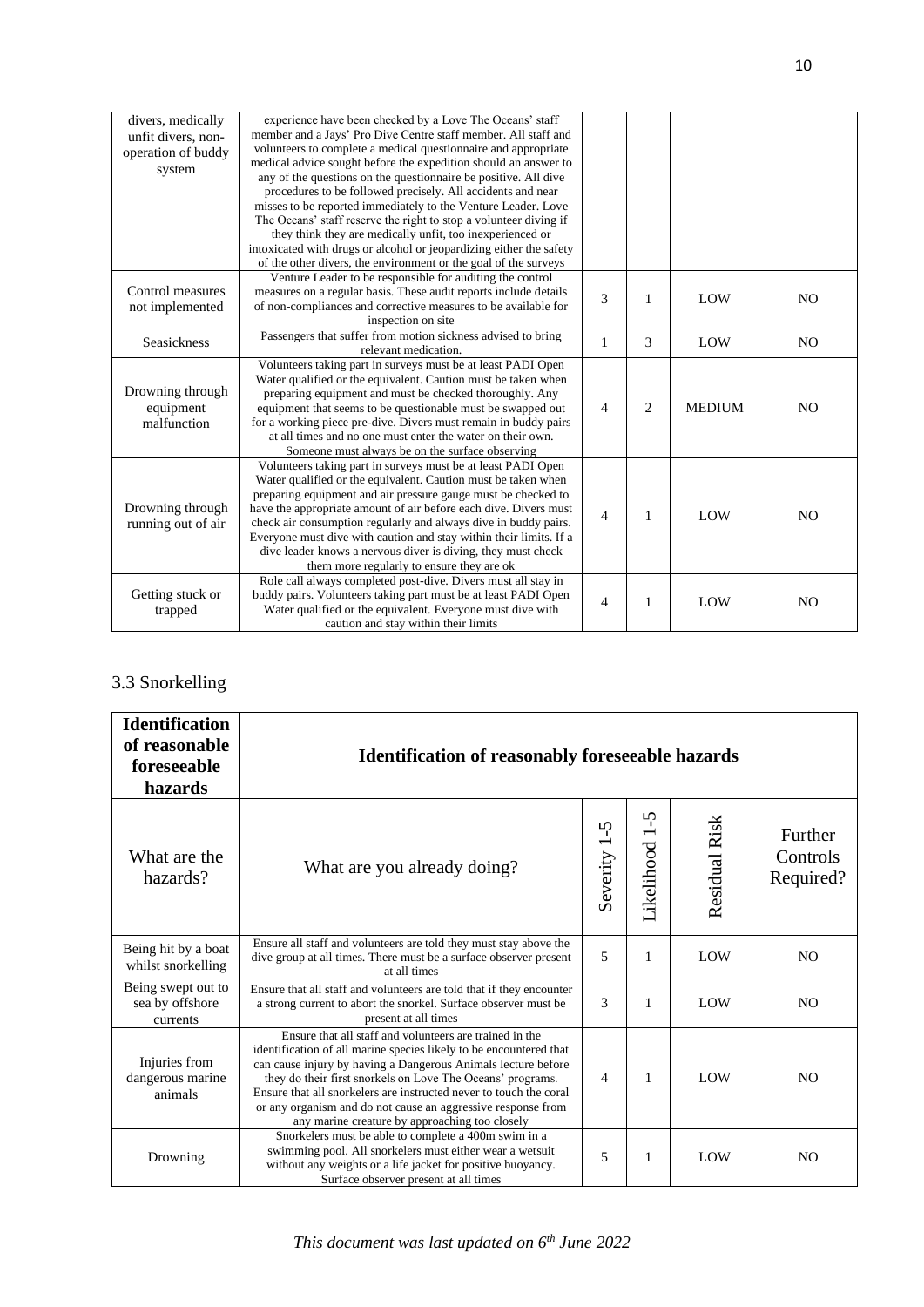| | | | | | |
|---|---|---|---|---|---|
| divers, medically unfit divers, non-operation of buddy system | experience have been checked by a Love The Oceans' staff member and a Jays' Pro Dive Centre staff member. All staff and volunteers to complete a medical questionnaire and appropriate medical advice sought before the expedition should an answer to any of the questions on the questionnaire be positive. All dive procedures to be followed precisely. All accidents and near misses to be reported immediately to the Venture Leader. Love The Oceans' staff reserve the right to stop a volunteer diving if they think they are medically unfit, too inexperienced or intoxicated with drugs or alcohol or jeopardizing either the safety of the other divers, the environment or the goal of the surveys | | | | |
| Control measures not implemented | Venture Leader to be responsible for auditing the control measures on a regular basis. These audit reports include details of non-compliances and corrective measures to be available for inspection on site | 3 | 1 | LOW | NO |
| Seasickness | Passengers that suffer from motion sickness advised to bring relevant medication. | 1 | 3 | LOW | NO |
| Drowning through equipment malfunction | Volunteers taking part in surveys must be at least PADI Open Water qualified or the equivalent. Caution must be taken when preparing equipment and must be checked thoroughly. Any equipment that seems to be questionable must be swapped out for a working piece pre-dive. Divers must remain in buddy pairs at all times and no one must enter the water on their own. Someone must always be on the surface observing | 4 | 2 | MEDIUM | NO |
| Drowning through running out of air | Volunteers taking part in surveys must be at least PADI Open Water qualified or the equivalent. Caution must be taken when preparing equipment and air pressure gauge must be checked to have the appropriate amount of air before each dive. Divers must check air consumption regularly and always dive in buddy pairs. Everyone must dive with caution and stay within their limits. If a dive leader knows a nervous diver is diving, they must check them more regularly to ensure they are ok | 4 | 1 | LOW | NO |
| Getting stuck or trapped | Role call always completed post-dive. Divers must all stay in buddy pairs. Volunteers taking part must be at least PADI Open Water qualified or the equivalent. Everyone must dive with caution and stay within their limits | 4 | 1 | LOW | NO |

## 3.3 Snorkelling

| **Identification of reasonable foreseeable hazards** | **Identification of reasonably foreseeable hazards** | | | | |
|---|---|---|---|---|---|
| What are the hazards? | What are you already doing? | Severity 1-5 | Likelihood 1-5 | Residual Risk | Further Controls Required? |
| Being hit by a boat whilst snorkelling | Ensure all staff and volunteers are told they must stay above the dive group at all times. There must be a surface observer present at all times | 5 | 1 | LOW | NO |
| Being swept out to sea by offshore currents | Ensure that all staff and volunteers are told that if they encounter a strong current to abort the snorkel. Surface observer must be present at all times | 3 | 1 | LOW | NO |
| Injuries from dangerous marine animals | Ensure that all staff and volunteers are trained in the identification of all marine species likely to be encountered that can cause injury by having a Dangerous Animals lecture before they do their first snorkels on Love The Oceans' programs. Ensure that all snorkelers are instructed never to touch the coral or any organism and do not cause an aggressive response from any marine creature by approaching too closely | 4 | 1 | LOW | NO |
| Drowning | Snorkelers must be able to complete a 400m swim in a swimming pool. All snorkelers must either wear a wetsuit without any weights or a life jacket for positive buoyancy. Surface observer present at all times | 5 | 1 | LOW | NO |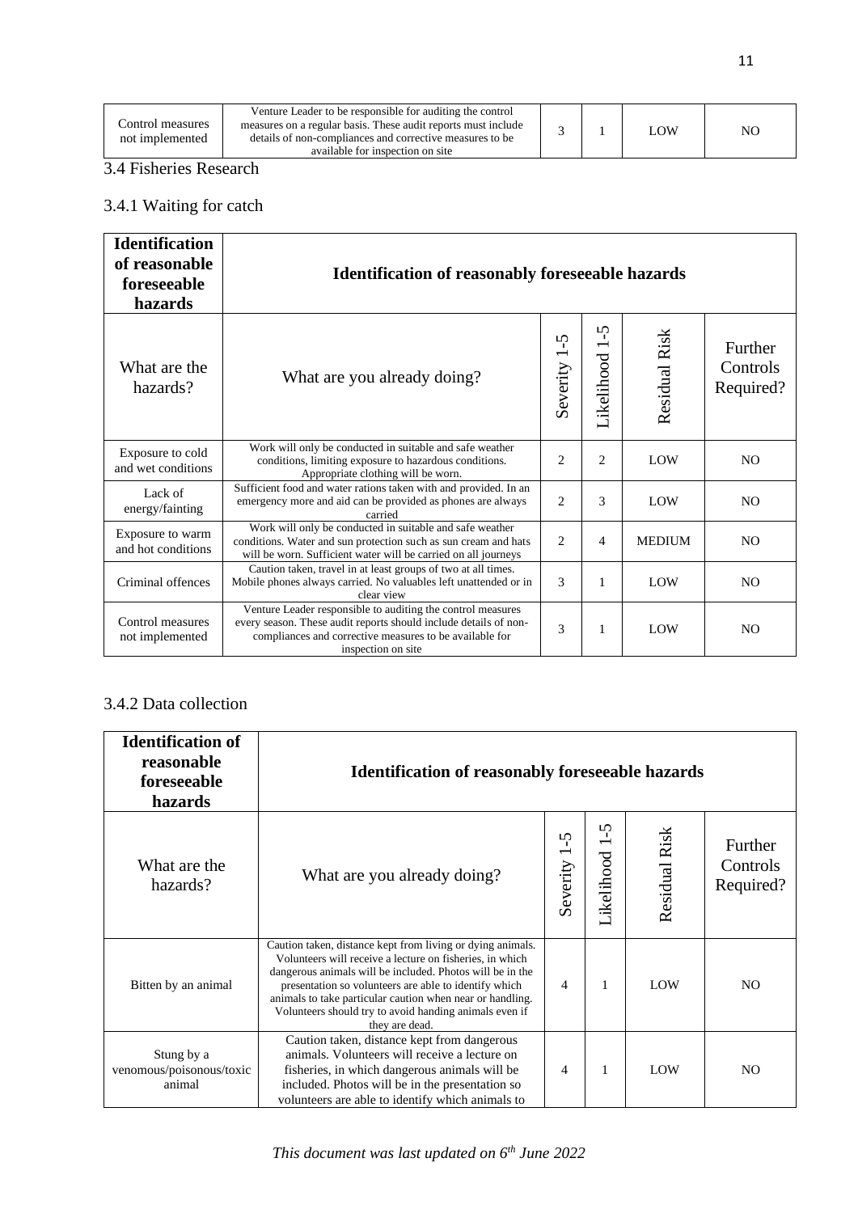| Control measures not implemented | Venture Leader to be responsible for auditing the control measures on a regular basis. These audit reports must include details of non-compliances and corrective measures to be available for inspection on site | 3 | 1 | LOW | NO |
|---|---|---|---|---|---|

### 3.4 Fisheries Research

#### 3.4.1 Waiting for catch

| **Identification of reasonable foreseeable hazards** | **Identification of reasonably foreseeable hazards** | | | | |
|---|---|---|---|---|---|
| What are the hazards? | What are you already doing? | Severity 1-5 | Likelihood 1-5 | Residual Risk | Further Controls Required? |
| Exposure to cold and wet conditions | Work will only be conducted in suitable and safe weather conditions, limiting exposure to hazardous conditions. Appropriate clothing will be worn. | 2 | 2 | LOW | NO |
| Lack of energy/fainting | Sufficient food and water rations taken with and provided. In an emergency more and aid can be provided as phones are always carried | 2 | 3 | LOW | NO |
| Exposure to warm and hot conditions | Work will only be conducted in suitable and safe weather conditions. Water and sun protection such as sun cream and hats will be worn. Sufficient water will be carried on all journeys | 2 | 4 | MEDIUM | NO |
| Criminal offences | Caution taken, travel in at least groups of two at all times. Mobile phones always carried. No valuables left unattended or in clear view | 3 | 1 | LOW | NO |
| Control measures not implemented | Venture Leader responsible to auditing the control measures every season. These audit reports should include details of non-compliances and corrective measures to be available for inspection on site | 3 | 1 | LOW | NO |

#### 3.4.2 Data collection

| **Identification of reasonable foreseeable hazards** | **Identification of reasonably foreseeable hazards** | | | | |
|---|---|---|---|---|---|
| What are the hazards? | What are you already doing? | Severity 1-5 | Likelihood 1-5 | Residual Risk | Further Controls Required? |
| Bitten by an animal | Caution taken, distance kept from living or dying animals. Volunteers will receive a lecture on fisheries, in which dangerous animals will be included. Photos will be in the presentation so volunteers are able to identify which animals to take particular caution when near or handling. Volunteers should try to avoid handing animals even if they are dead. | 4 | 1 | LOW | NO |
| Stung by a venomous/poisonous/toxic animal | Caution taken, distance kept from dangerous animals. Volunteers will receive a lecture on fisheries, in which dangerous animals will be included. Photos will be in the presentation so volunteers are able to identify which animals to | 4 | 1 | LOW | NO |

*This document was last updated on 6th June 2022*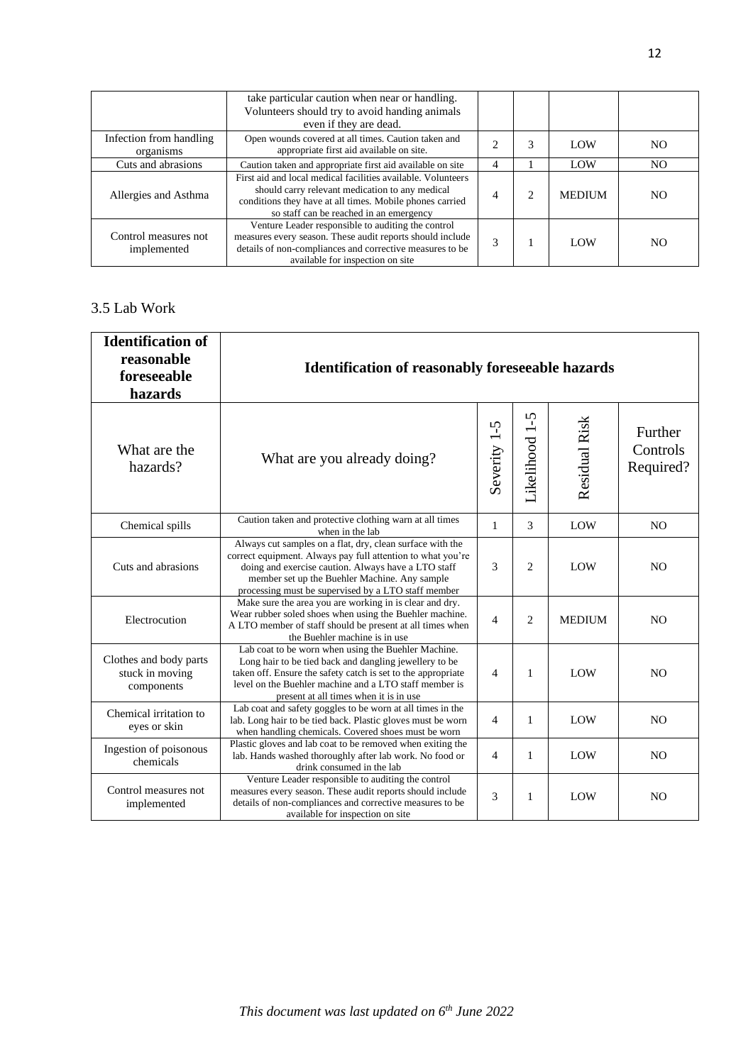| | take particular caution when near or handling. Volunteers should try to avoid handing animals even if they are dead. | | | | |
|---|---|---|---|---|---|
| Infection from handling organisms | Open wounds covered at all times. Caution taken and appropriate first aid available on site. | 2 | 3 | LOW | NO |
| Cuts and abrasions | Caution taken and appropriate first aid available on site | 4 | 1 | LOW | NO |
| Allergies and Asthma | First aid and local medical facilities available. Volunteers should carry relevant medication to any medical conditions they have at all times. Mobile phones carried so staff can be reached in an emergency | 4 | 2 | MEDIUM | NO |
| Control measures not implemented | Venture Leader responsible to auditing the control measures every season. These audit reports should include details of non-compliances and corrective measures to be available for inspection on site | 3 | 1 | LOW | NO |

## 3.5 Lab Work

| **Identification of reasonable foreseeable hazards** | **Identification of reasonably foreseeable hazards** | | | | |
|---|---|---|---|---|---|
| What are the hazards? | What are you already doing? | Severity 1-5 | Likelihood 1-5 | Residual Risk | Further Controls Required? |
| Chemical spills | Caution taken and protective clothing warn at all times when in the lab | 1 | 3 | LOW | NO |
| Cuts and abrasions | Always cut samples on a flat, dry, clean surface with the correct equipment. Always pay full attention to what you're doing and exercise caution. Always have a LTO staff member set up the Buehler Machine. Any sample processing must be supervised by a LTO staff member | 3 | 2 | LOW | NO |
| Electrocution | Make sure the area you are working in is clear and dry. Wear rubber soled shoes when using the Buehler machine. A LTO member of staff should be present at all times when the Buehler machine is in use | 4 | 2 | MEDIUM | NO |
| Clothes and body parts stuck in moving components | Lab coat to be worn when using the Buehler Machine. Long hair to be tied back and dangling jewellery to be taken off. Ensure the safety catch is set to the appropriate level on the Buehler machine and a LTO staff member is present at all times when it is in use | 4 | 1 | LOW | NO |
| Chemical irritation to eyes or skin | Lab coat and safety goggles to be worn at all times in the lab. Long hair to be tied back. Plastic gloves must be worn when handling chemicals. Covered shoes must be worn | 4 | 1 | LOW | NO |
| Ingestion of poisonous chemicals | Plastic gloves and lab coat to be removed when exiting the lab. Hands washed thoroughly after lab work. No food or drink consumed in the lab | 4 | 1 | LOW | NO |
| Control measures not implemented | Venture Leader responsible to auditing the control measures every season. These audit reports should include details of non-compliances and corrective measures to be available for inspection on site | 3 | 1 | LOW | NO |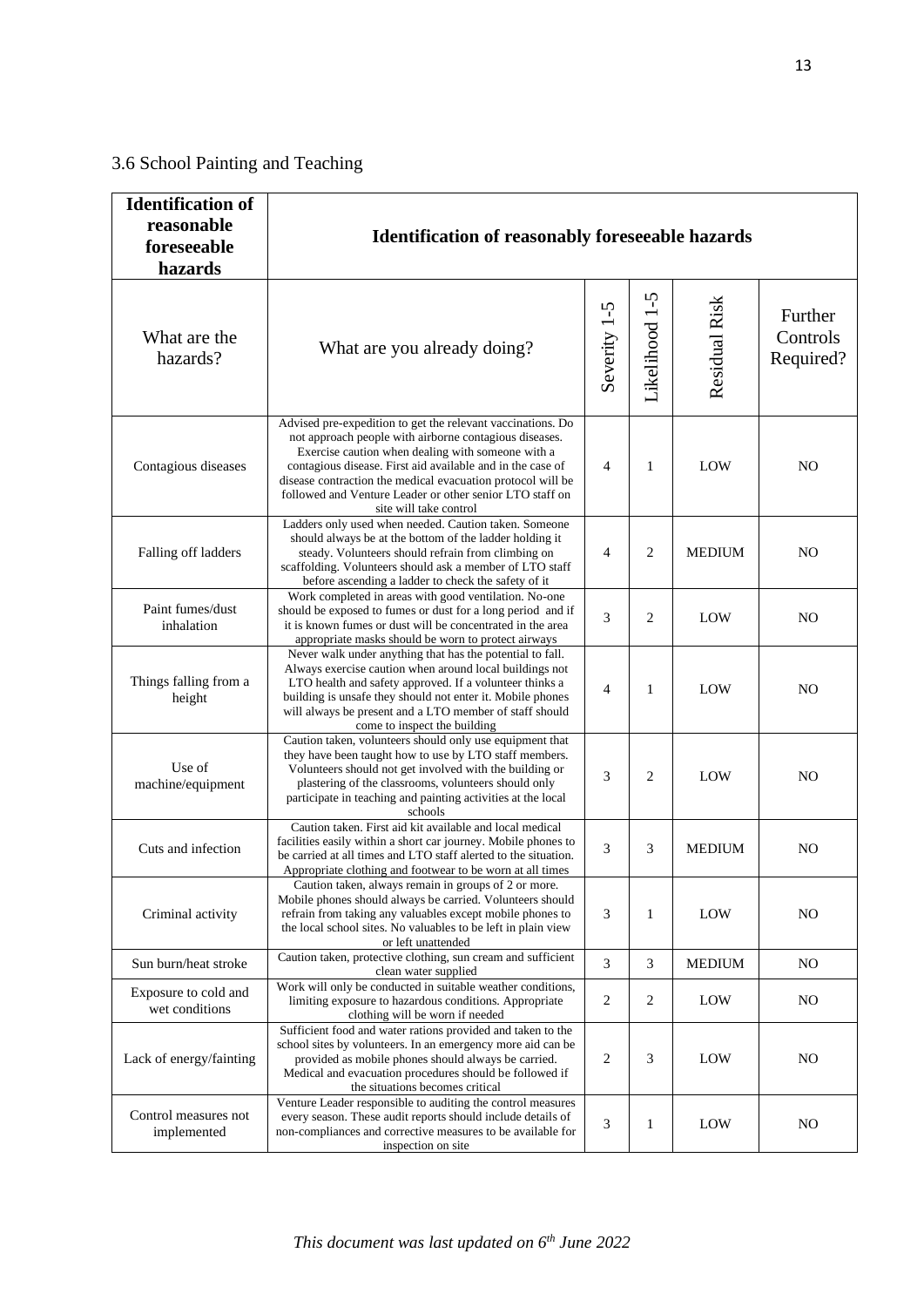### 3.6 School Painting and Teaching

| **Identification of reasonable foreseeable hazards** | **Identification of reasonably foreseeable hazards** | | | | |
|---|---|---|---|---|---|
| What are the hazards? | What are you already doing? | Severity 1-5 | Likelihood 1-5 | Residual Risk | Further Controls Required? |
| Contagious diseases | Advised pre-expedition to get the relevant vaccinations. Do not approach people with airborne contagious diseases. Exercise caution when dealing with someone with a contagious disease. First aid available and in the case of disease contraction the medical evacuation protocol will be followed and Venture Leader or other senior LTO staff on site will take control | 4 | 1 | LOW | NO |
| Falling off ladders | Ladders only used when needed. Caution taken. Someone should always be at the bottom of the ladder holding it steady. Volunteers should refrain from climbing on scaffolding. Volunteers should ask a member of LTO staff before ascending a ladder to check the safety of it | 4 | 2 | MEDIUM | NO |
| Paint fumes/dust inhalation | Work completed in areas with good ventilation. No-one should be exposed to fumes or dust for a long period and if it is known fumes or dust will be concentrated in the area appropriate masks should be worn to protect airways | 3 | 2 | LOW | NO |
| Things falling from a height | Never walk under anything that has the potential to fall. Always exercise caution when around local buildings not LTO health and safety approved. If a volunteer thinks a building is unsafe they should not enter it. Mobile phones will always be present and a LTO member of staff should come to inspect the building | 4 | 1 | LOW | NO |
| Use of machine/equipment | Caution taken, volunteers should only use equipment that they have been taught how to use by LTO staff members. Volunteers should not get involved with the building or plastering of the classrooms, volunteers should only participate in teaching and painting activities at the local schools | 3 | 2 | LOW | NO |
| Cuts and infection | Caution taken. First aid kit available and local medical facilities easily within a short car journey. Mobile phones to be carried at all times and LTO staff alerted to the situation. Appropriate clothing and footwear to be worn at all times | 3 | 3 | MEDIUM | NO |
| Criminal activity | Caution taken, always remain in groups of 2 or more. Mobile phones should always be carried. Volunteers should refrain from taking any valuables except mobile phones to the local school sites. No valuables to be left in plain view or left unattended | 3 | 1 | LOW | NO |
| Sun burn/heat stroke | Caution taken, protective clothing, sun cream and sufficient clean water supplied | 3 | 3 | MEDIUM | NO |
| Exposure to cold and wet conditions | Work will only be conducted in suitable weather conditions, limiting exposure to hazardous conditions. Appropriate clothing will be worn if needed | 2 | 2 | LOW | NO |
| Lack of energy/fainting | Sufficient food and water rations provided and taken to the school sites by volunteers. In an emergency more aid can be provided as mobile phones should always be carried. Medical and evacuation procedures should be followed if the situations becomes critical | 2 | 3 | LOW | NO |
| Control measures not implemented | Venture Leader responsible to auditing the control measures every season. These audit reports should include details of non-compliances and corrective measures to be available for inspection on site | 3 | 1 | LOW | NO |

*This document was last updated on 6th June 2022*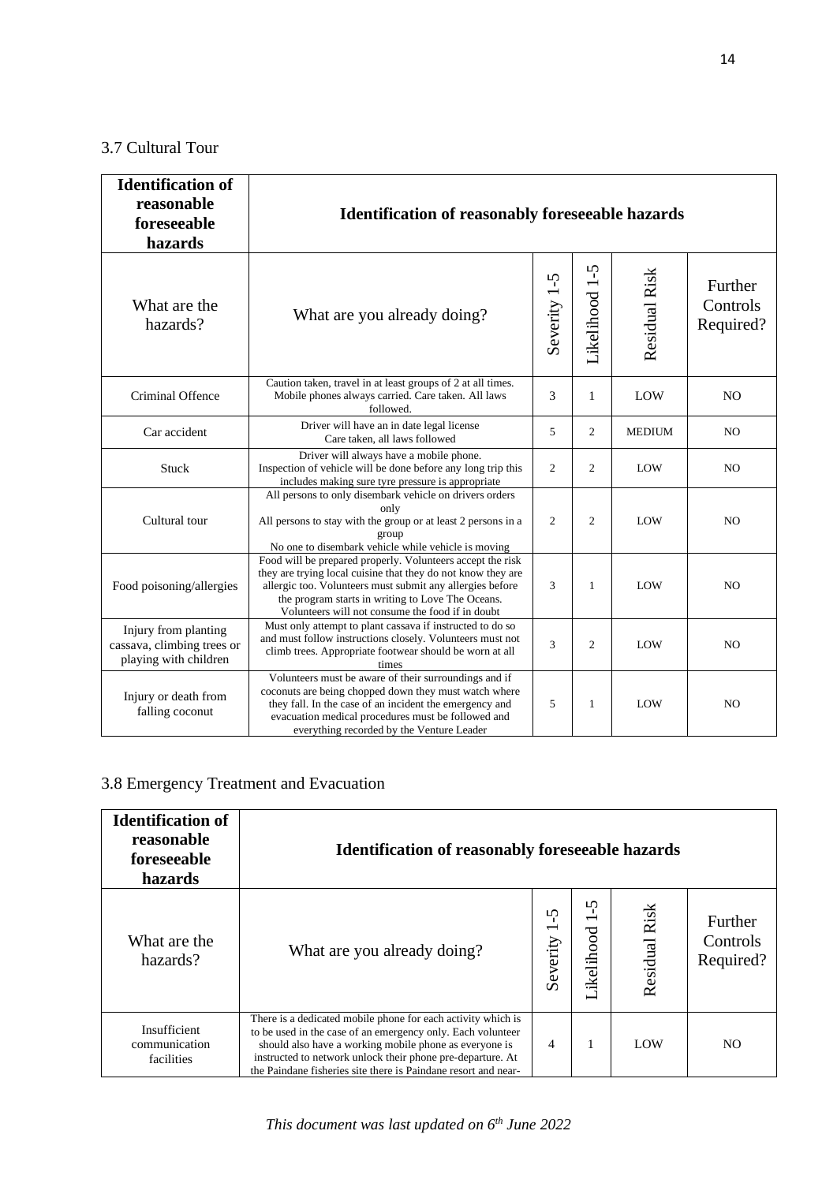### 3.7 Cultural Tour

| Identification of reasonable foreseeable hazards | Identification of reasonably foreseeable hazards | | | | |
|---|---|---|---|---|---|
| What are the hazards? | What are you already doing? | Severity 1-5 | Likelihood 1-5 | Residual Risk | Further Controls Required? |
| Criminal Offence | Caution taken, travel in at least groups of 2 at all times. Mobile phones always carried. Care taken. All laws followed. | 3 | 1 | LOW | NO |
| Car accident | Driver will have an in date legal license Care taken, all laws followed | 5 | 2 | MEDIUM | NO |
| Stuck | Driver will always have a mobile phone. Inspection of vehicle will be done before any long trip this includes making sure tyre pressure is appropriate | 2 | 2 | LOW | NO |
| Cultural tour | All persons to only disembark vehicle on drivers orders only All persons to stay with the group or at least 2 persons in a group No one to disembark vehicle while vehicle is moving | 2 | 2 | LOW | NO |
| Food poisoning/allergies | Food will be prepared properly. Volunteers accept the risk they are trying local cuisine that they do not know they are allergic too. Volunteers must submit any allergies before the program starts in writing to Love The Oceans. Volunteers will not consume the food if in doubt | 3 | 1 | LOW | NO |
| Injury from planting cassava, climbing trees or playing with children | Must only attempt to plant cassava if instructed to do so and must follow instructions closely. Volunteers must not climb trees. Appropriate footwear should be worn at all times | 3 | 2 | LOW | NO |
| Injury or death from falling coconut | Volunteers must be aware of their surroundings and if coconuts are being chopped down they must watch where they fall. In the case of an incident the emergency and evacuation medical procedures must be followed and everything recorded by the Venture Leader | 5 | 1 | LOW | NO |

### 3.8 Emergency Treatment and Evacuation

| Identification of reasonable foreseeable hazards | Identification of reasonably foreseeable hazards | | | | |
|---|---|---|---|---|---|
| What are the hazards? | What are you already doing? | Severity 1-5 | Likelihood 1-5 | Residual Risk | Further Controls Required? |
| Insufficient communication facilities | There is a dedicated mobile phone for each activity which is to be used in the case of an emergency only. Each volunteer should also have a working mobile phone as everyone is instructed to network unlock their phone pre-departure. At the Paindane fisheries site there is Paindane resort and near- | 4 | 1 | LOW | NO |

*This document was last updated on 6th June 2022*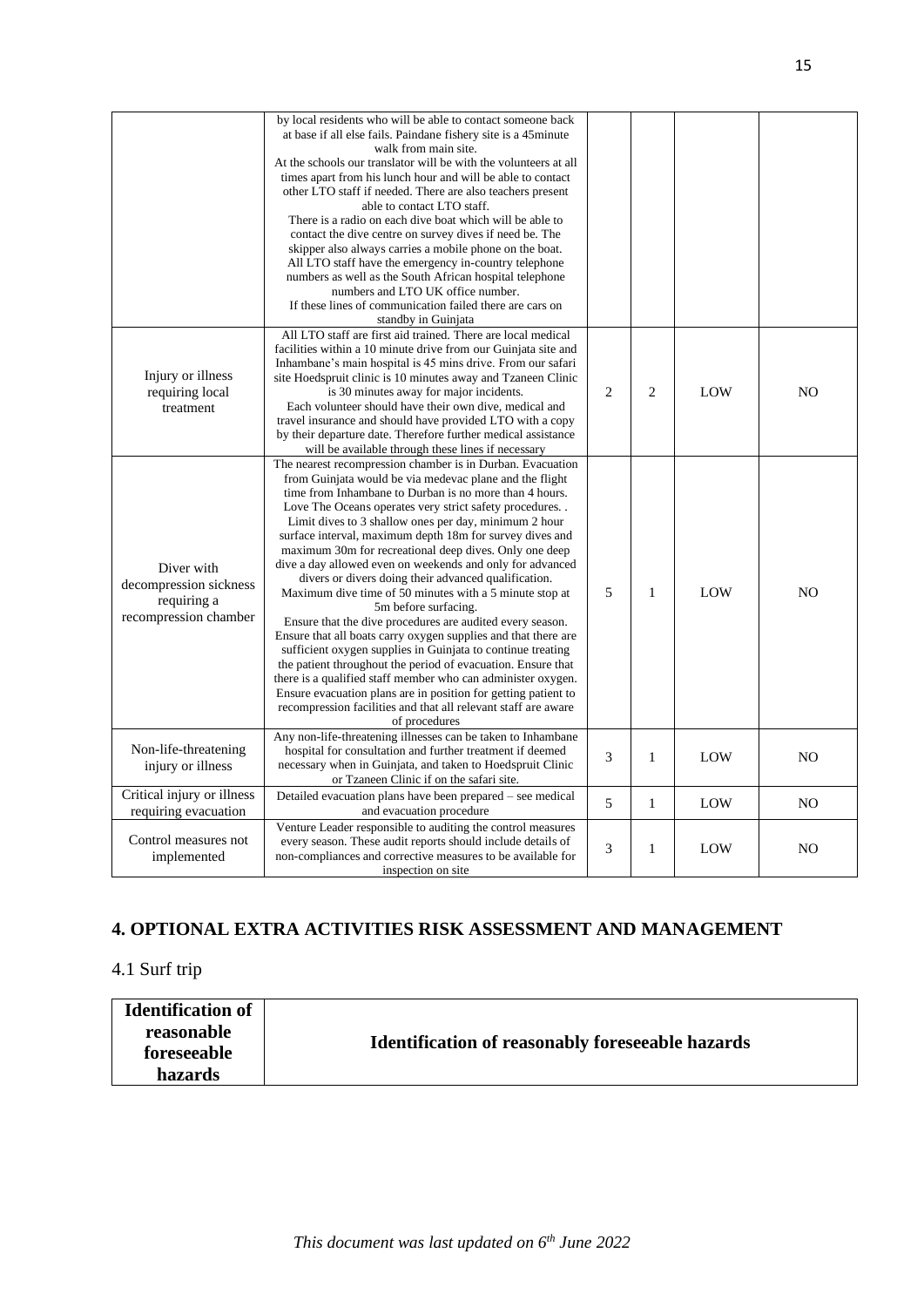| | | | | | |
|---|---|---|---|---|---|
| | by local residents who will be able to contact someone back at base if all else fails. Paindane fishery site is a 45minute walk from main site. At the schools our translator will be with the volunteers at all times apart from his lunch hour and will be able to contact other LTO staff if needed. There are also teachers present able to contact LTO staff. There is a radio on each dive boat which will be able to contact the dive centre on survey dives if need be. The skipper also always carries a mobile phone on the boat. All LTO staff have the emergency in-country telephone numbers as well as the South African hospital telephone numbers and LTO UK office number. If these lines of communication failed there are cars on standby in Guinjata | | | | |
| Injury or illness requiring local treatment | All LTO staff are first aid trained. There are local medical facilities within a 10 minute drive from our Guinjata site and Inhambane's main hospital is 45 mins drive. From our safari site Hoedspruit clinic is 10 minutes away and Tzaneen Clinic is 30 minutes away for major incidents. Each volunteer should have their own dive, medical and travel insurance and should have provided LTO with a copy by their departure date. Therefore further medical assistance will be available through these lines if necessary | 2 | 2 | LOW | NO |
| Diver with decompression sickness requiring a recompression chamber | The nearest recompression chamber is in Durban. Evacuation from Guinjata would be via medevac plane and the flight time from Inhambane to Durban is no more than 4 hours. Love The Oceans operates very strict safety procedures. . Limit dives to 3 shallow ones per day, minimum 2 hour surface interval, maximum depth 18m for survey dives and maximum 30m for recreational deep dives. Only one deep dive a day allowed even on weekends and only for advanced divers or divers doing their advanced qualification. Maximum dive time of 50 minutes with a 5 minute stop at 5m before surfacing. Ensure that the dive procedures are audited every season. Ensure that all boats carry oxygen supplies and that there are sufficient oxygen supplies in Guinjata to continue treating the patient throughout the period of evacuation. Ensure that there is a qualified staff member who can administer oxygen. Ensure evacuation plans are in position for getting patient to recompression facilities and that all relevant staff are aware of procedures | 5 | 1 | LOW | NO |
| Non-life-threatening injury or illness | Any non-life-threatening illnesses can be taken to Inhambane hospital for consultation and further treatment if deemed necessary when in Guinjata, and taken to Hoedspruit Clinic or Tzaneen Clinic if on the safari site. | 3 | 1 | LOW | NO |
| Critical injury or illness requiring evacuation | Detailed evacuation plans have been prepared – see medical and evacuation procedure | 5 | 1 | LOW | NO |
| Control measures not implemented | Venture Leader responsible to auditing the control measures every season. These audit reports should include details of non-compliances and corrective measures to be available for inspection on site | 3 | 1 | LOW | NO |

## 4. OPTIONAL EXTRA ACTIVITIES RISK ASSESSMENT AND MANAGEMENT

### 4.1 Surf trip

| **Identification of reasonable foreseeable hazards** | **Identification of reasonably foreseeable hazards** |
|---|---|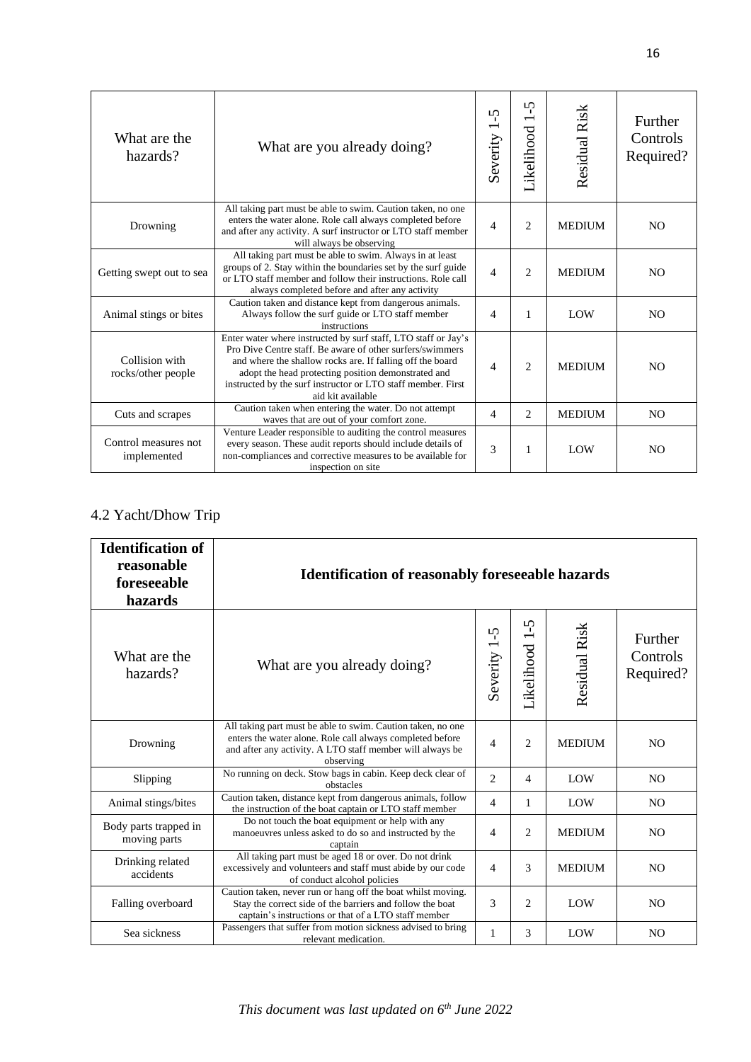| What are the hazards? | What are you already doing? | Severity 1-5 | Likelihood 1-5 | Residual Risk | Further Controls Required? |
|---|---|---|---|---|---|
| Drowning | All taking part must be able to swim. Caution taken, no one enters the water alone. Role call always completed before and after any activity. A surf instructor or LTO staff member will always be observing | 4 | 2 | MEDIUM | NO |
| Getting swept out to sea | All taking part must be able to swim. Always in at least groups of 2. Stay within the boundaries set by the surf guide or LTO staff member and follow their instructions. Role call always completed before and after any activity | 4 | 2 | MEDIUM | NO |
| Animal stings or bites | Caution taken and distance kept from dangerous animals. Always follow the surf guide or LTO staff member instructions | 4 | 1 | LOW | NO |
| Collision with rocks/other people | Enter water where instructed by surf staff, LTO staff or Jay's Pro Dive Centre staff. Be aware of other surfers/swimmers and where the shallow rocks are. If falling off the board adopt the head protecting position demonstrated and instructed by the surf instructor or LTO staff member. First aid kit available | 4 | 2 | MEDIUM | NO |
| Cuts and scrapes | Caution taken when entering the water. Do not attempt waves that are out of your comfort zone. | 4 | 2 | MEDIUM | NO |
| Control measures not implemented | Venture Leader responsible to auditing the control measures every season. These audit reports should include details of non-compliances and corrective measures to be available for inspection on site | 3 | 1 | LOW | NO |

## 4.2 Yacht/Dhow Trip

| **Identification of reasonable foreseeable hazards** | **Identification of reasonably foreseeable hazards** | | | | |
|---|---|---|---|---|---|
| What are the hazards? | What are you already doing? | Severity 1-5 | Likelihood 1-5 | Residual Risk | Further Controls Required? |
| Drowning | All taking part must be able to swim. Caution taken, no one enters the water alone. Role call always completed before and after any activity. A LTO staff member will always be observing | 4 | 2 | MEDIUM | NO |
| Slipping | No running on deck. Stow bags in cabin. Keep deck clear of obstacles | 2 | 4 | LOW | NO |
| Animal stings/bites | Caution taken, distance kept from dangerous animals, follow the instruction of the boat captain or LTO staff member | 4 | 1 | LOW | NO |
| Body parts trapped in moving parts | Do not touch the boat equipment or help with any manoeuvres unless asked to do so and instructed by the captain | 4 | 2 | MEDIUM | NO |
| Drinking related accidents | All taking part must be aged 18 or over. Do not drink excessively and volunteers and staff must abide by our code of conduct alcohol policies | 4 | 3 | MEDIUM | NO |
| Falling overboard | Caution taken, never run or hang off the boat whilst moving. Stay the correct side of the barriers and follow the boat captain's instructions or that of a LTO staff member | 3 | 2 | LOW | NO |
| Sea sickness | Passengers that suffer from motion sickness advised to bring relevant medication. | 1 | 3 | LOW | NO |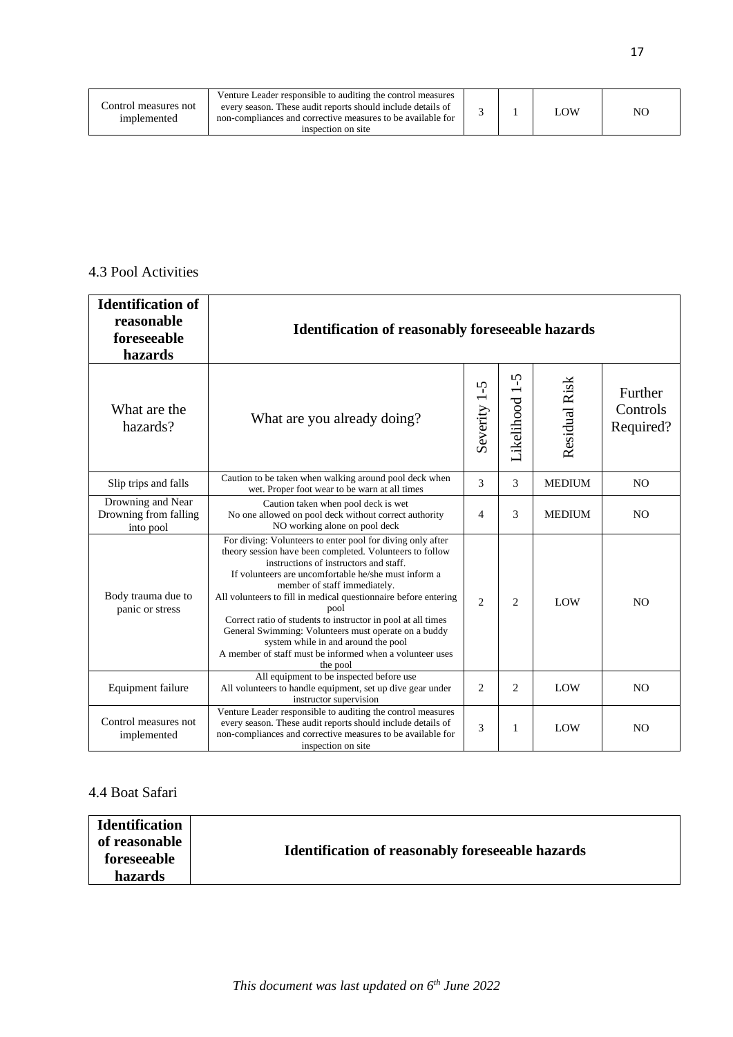| Control measures not implemented | Venture Leader responsible to auditing the control measures every season. These audit reports should include details of non-compliances and corrective measures to be available for inspection on site | 3 | 1 | LOW | NO |
|---|---|---|---|---|---|

### 4.3 Pool Activities

| **Identification of reasonable foreseeable hazards** | **Identification of reasonably foreseeable hazards** | | | | |
|---|---|---|---|---|---|
| What are the hazards? | What are you already doing? | Severity 1-5 | Likelihood 1-5 | Residual Risk | Further Controls Required? |
| Slip trips and falls | Caution to be taken when walking around pool deck when wet. Proper foot wear to be warn at all times | 3 | 3 | MEDIUM | NO |
| Drowning and Near Drowning from falling into pool | Caution taken when pool deck is wet<br>No one allowed on pool deck without correct authority<br>NO working alone on pool deck | 4 | 3 | MEDIUM | NO |
| Body trauma due to panic or stress | For diving: Volunteers to enter pool for diving only after theory session have been completed. Volunteers to follow instructions of instructors and staff.<br>If volunteers are uncomfortable he/she must inform a member of staff immediately.<br>All volunteers to fill in medical questionnaire before entering pool<br>Correct ratio of students to instructor in pool at all times<br>General Swimming: Volunteers must operate on a buddy system while in and around the pool<br>A member of staff must be informed when a volunteer uses the pool | 2 | 2 | LOW | NO |
| Equipment failure | All equipment to be inspected before use<br>All volunteers to handle equipment, set up dive gear under instructor supervision | 2 | 2 | LOW | NO |
| Control measures not implemented | Venture Leader responsible to auditing the control measures every season. These audit reports should include details of non-compliances and corrective measures to be available for inspection on site | 3 | 1 | LOW | NO |

### 4.4 Boat Safari

| **Identification of reasonable foreseeable hazards** | **Identification of reasonably foreseeable hazards** |
|---|---|

*This document was last updated on 6th June 2022*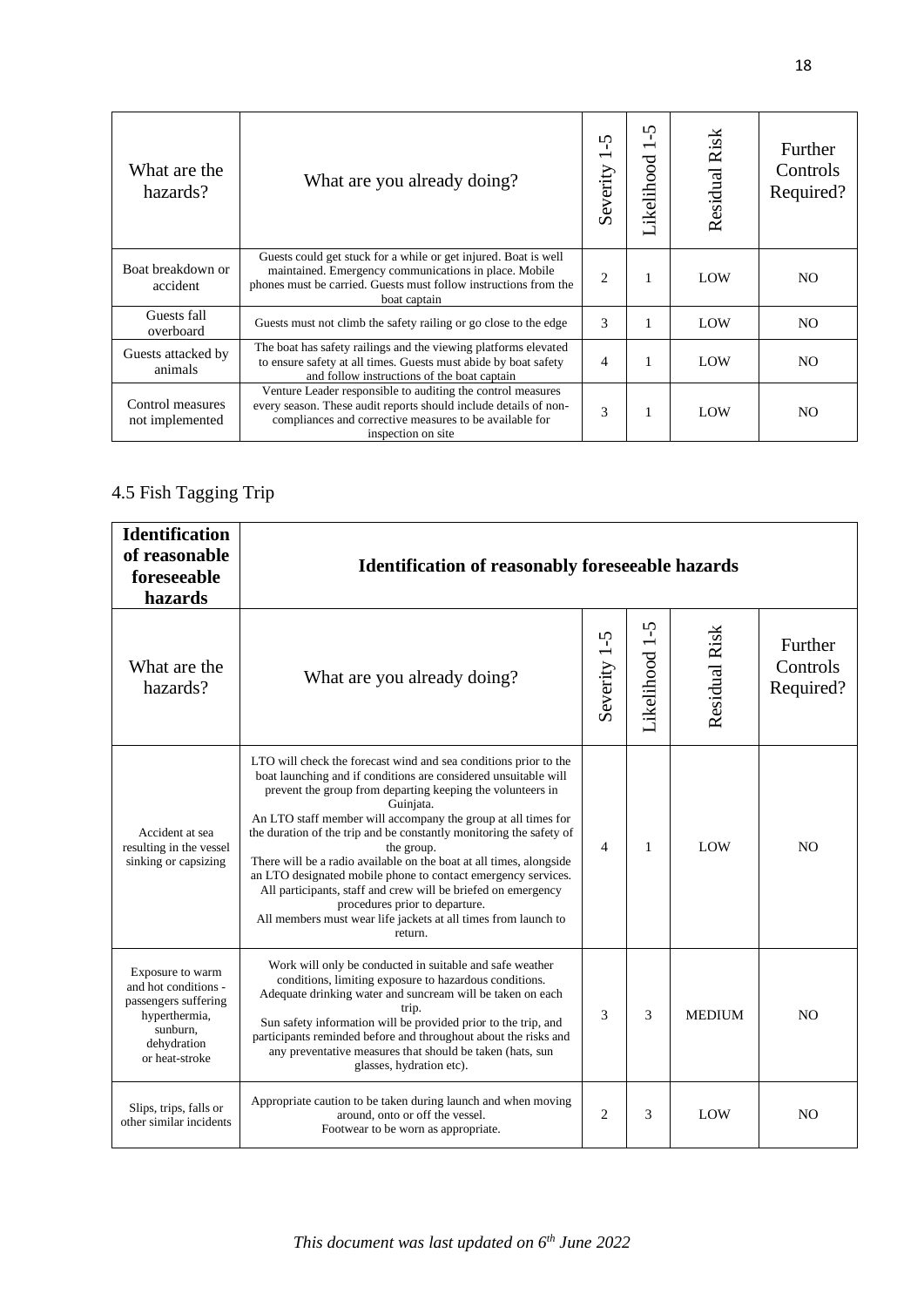| What are the hazards? | What are you already doing? | Severity 1-5 | Likelihood 1-5 | Residual Risk | Further Controls Required? |
|---|---|---|---|---|---|
| Boat breakdown or accident | Guests could get stuck for a while or get injured. Boat is well maintained. Emergency communications in place. Mobile phones must be carried. Guests must follow instructions from the boat captain | 2 | 1 | LOW | NO |
| Guests fall overboard | Guests must not climb the safety railing or go close to the edge | 3 | 1 | LOW | NO |
| Guests attacked by animals | The boat has safety railings and the viewing platforms elevated to ensure safety at all times. Guests must abide by boat safety and follow instructions of the boat captain | 4 | 1 | LOW | NO |
| Control measures not implemented | Venture Leader responsible to auditing the control measures every season. These audit reports should include details of non-compliances and corrective measures to be available for inspection on site | 3 | 1 | LOW | NO |

4.5 Fish Tagging Trip

| **Identification of reasonable foreseeable hazards** | **Identification of reasonably foreseeable hazards** | | | | |
|---|---|---|---|---|---|
| What are the hazards? | What are you already doing? | Severity 1-5 | Likelihood 1-5 | Residual Risk | Further Controls Required? |
| Accident at sea resulting in the vessel sinking or capsizing | LTO will check the forecast wind and sea conditions prior to the boat launching and if conditions are considered unsuitable will prevent the group from departing keeping the volunteers in Guinjata.<br>An LTO staff member will accompany the group at all times for the duration of the trip and be constantly monitoring the safety of the group.<br>There will be a radio available on the boat at all times, alongside an LTO designated mobile phone to contact emergency services.<br>All participants, staff and crew will be briefed on emergency procedures prior to departure.<br>All members must wear life jackets at all times from launch to return. | 4 | 1 | LOW | NO |
| Exposure to warm and hot conditions - passengers suffering hyperthermia, sunburn, dehydration or heat-stroke | Work will only be conducted in suitable and safe weather conditions, limiting exposure to hazardous conditions.<br>Adequate drinking water and suncream will be taken on each trip.<br>Sun safety information will be provided prior to the trip, and participants reminded before and throughout about the risks and any preventative measures that should be taken (hats, sun glasses, hydration etc). | 3 | 3 | MEDIUM | NO |
| Slips, trips, falls or other similar incidents | Appropriate caution to be taken during launch and when moving around, onto or off the vessel.<br>Footwear to be worn as appropriate. | 2 | 3 | LOW | NO |

*This document was last updated on 6th June 2022*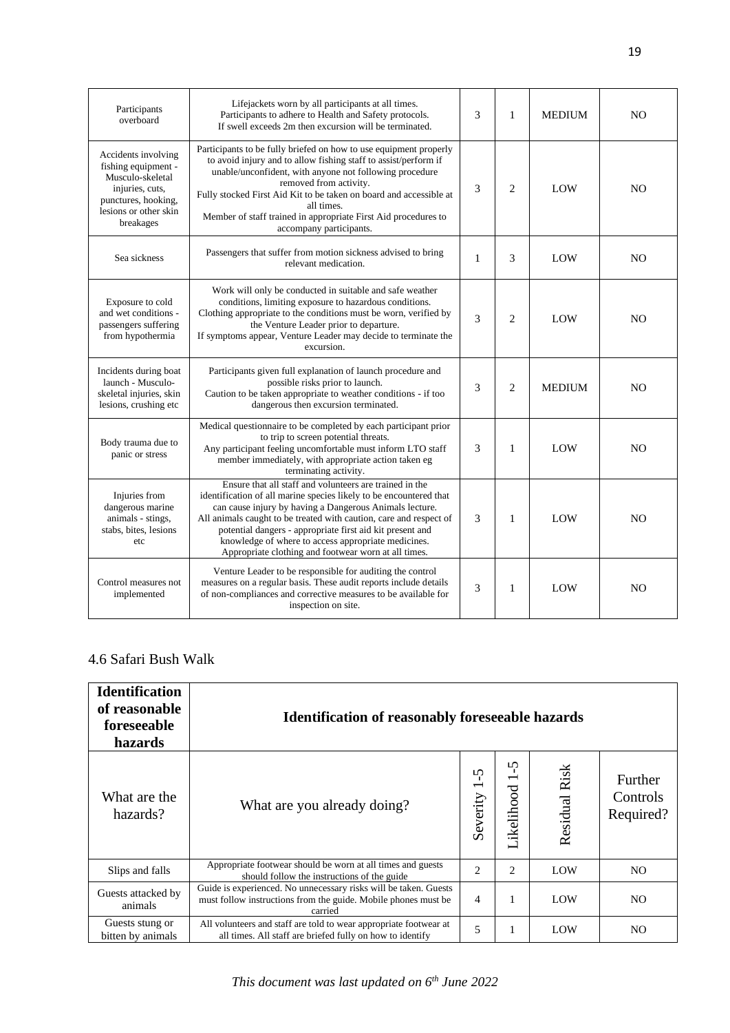| Participants overboard | Lifejackets worn by all participants at all times. Participants to adhere to Health and Safety protocols. If swell exceeds 2m then excursion will be terminated. | 3 | 1 | MEDIUM | NO |
|---|---|---|---|---|---|
| Accidents involving fishing equipment - Musculo-skeletal injuries, cuts, punctures, hooking, lesions or other skin breakages | Participants to be fully briefed on how to use equipment properly to avoid injury and to allow fishing staff to assist/perform if unable/unconfident, with anyone not following procedure removed from activity. Fully stocked First Aid Kit to be taken on board and accessible at all times. Member of staff trained in appropriate First Aid procedures to accompany participants. | 3 | 2 | LOW | NO |
| Sea sickness | Passengers that suffer from motion sickness advised to bring relevant medication. | 1 | 3 | LOW | NO |
| Exposure to cold and wet conditions - passengers suffering from hypothermia | Work will only be conducted in suitable and safe weather conditions, limiting exposure to hazardous conditions. Clothing appropriate to the conditions must be worn, verified by the Venture Leader prior to departure. If symptoms appear, Venture Leader may decide to terminate the excursion. | 3 | 2 | LOW | NO |
| Incidents during boat launch - Musculo-skeletal injuries, skin lesions, crushing etc | Participants given full explanation of launch procedure and possible risks prior to launch. Caution to be taken appropriate to weather conditions - if too dangerous then excursion terminated. | 3 | 2 | MEDIUM | NO |
| Body trauma due to panic or stress | Medical questionnaire to be completed by each participant prior to trip to screen potential threats. Any participant feeling uncomfortable must inform LTO staff member immediately, with appropriate action taken eg terminating activity. | 3 | 1 | LOW | NO |
| Injuries from dangerous marine animals - stings, stabs, bites, lesions etc | Ensure that all staff and volunteers are trained in the identification of all marine species likely to be encountered that can cause injury by having a Dangerous Animals lecture. All animals caught to be treated with caution, care and respect of potential dangers - appropriate first aid kit present and knowledge of where to access appropriate medicines. Appropriate clothing and footwear worn at all times. | 3 | 1 | LOW | NO |
| Control measures not implemented | Venture Leader to be responsible for auditing the control measures on a regular basis. These audit reports include details of non-compliances and corrective measures to be available for inspection on site. | 3 | 1 | LOW | NO |

## 4.6 Safari Bush Walk

| **Identification of reasonable foreseeable hazards** | **Identification of reasonably foreseeable hazards** | | | | |
|---|---|---|---|---|---|
| What are the hazards? | What are you already doing? | Severity 1-5 | Likelihood 1-5 | Residual Risk | Further Controls Required? |
| Slips and falls | Appropriate footwear should be worn at all times and guests should follow the instructions of the guide | 2 | 2 | LOW | NO |
| Guests attacked by animals | Guide is experienced. No unnecessary risks will be taken. Guests must follow instructions from the guide. Mobile phones must be carried | 4 | 1 | LOW | NO |
| Guests stung or bitten by animals | All volunteers and staff are told to wear appropriate footwear at all times. All staff are briefed fully on how to identify | 5 | 1 | LOW | NO |

*This document was last updated on 6th June 2022*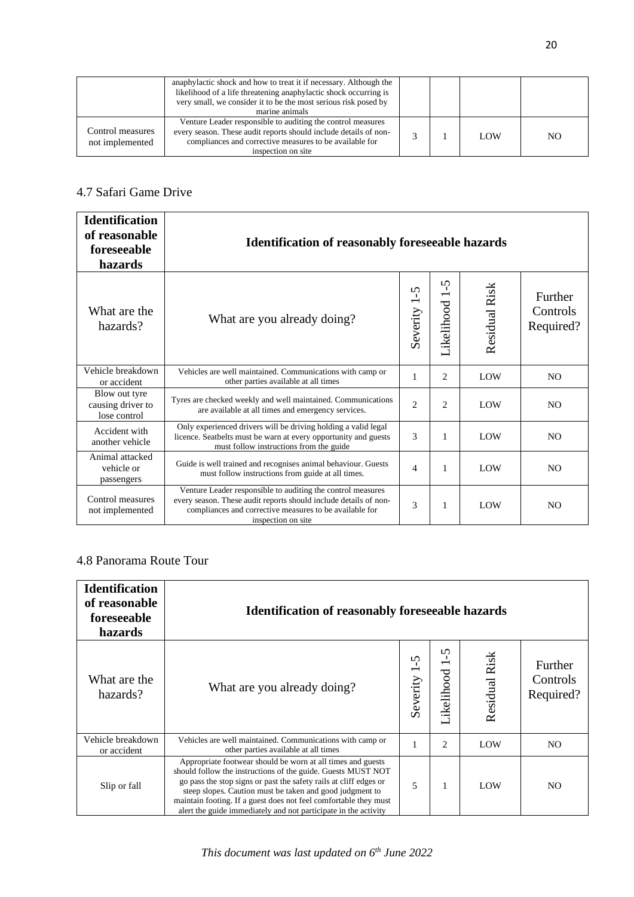| | anaphylactic shock and how to treat it if necessary. Although the likelihood of a life threatening anaphylactic shock occurring is very small, we consider it to be the most serious risk posed by marine animals | | | | |
|---|---|---|---|---|---|
| Control measures not implemented | Venture Leader responsible to auditing the control measures every season. These audit reports should include details of non-compliances and corrective measures to be available for inspection on site | 3 | 1 | LOW | NO |

## 4.7 Safari Game Drive

| Identification of reasonable foreseeable hazards | Identification of reasonably foreseeable hazards | | | | |
|---|---|---|---|---|---|
| What are the hazards? | What are you already doing? | Severity 1-5 | Likelihood 1-5 | Residual Risk | Further Controls Required? |
| Vehicle breakdown or accident | Vehicles are well maintained. Communications with camp or other parties available at all times | 1 | 2 | LOW | NO |
| Blow out tyre causing driver to lose control | Tyres are checked weekly and well maintained. Communications are available at all times and emergency services. | 2 | 2 | LOW | NO |
| Accident with another vehicle | Only experienced drivers will be driving holding a valid legal licence. Seatbelts must be warn at every opportunity and guests must follow instructions from the guide | 3 | 1 | LOW | NO |
| Animal attacked vehicle or passengers | Guide is well trained and recognises animal behaviour. Guests must follow instructions from guide at all times. | 4 | 1 | LOW | NO |
| Control measures not implemented | Venture Leader responsible to auditing the control measures every season. These audit reports should include details of non-compliances and corrective measures to be available for inspection on site | 3 | 1 | LOW | NO |

## 4.8 Panorama Route Tour

| Identification of reasonable foreseeable hazards | Identification of reasonably foreseeable hazards | | | | |
|---|---|---|---|---|---|
| What are the hazards? | What are you already doing? | Severity 1-5 | Likelihood 1-5 | Residual Risk | Further Controls Required? |
| Vehicle breakdown or accident | Vehicles are well maintained. Communications with camp or other parties available at all times | 1 | 2 | LOW | NO |
| Slip or fall | Appropriate footwear should be worn at all times and guests should follow the instructions of the guide. Guests MUST NOT go pass the stop signs or past the safety rails at cliff edges or steep slopes. Caution must be taken and good judgment to maintain footing. If a guest does not feel comfortable they must alert the guide immediately and not participate in the activity | 5 | 1 | LOW | NO |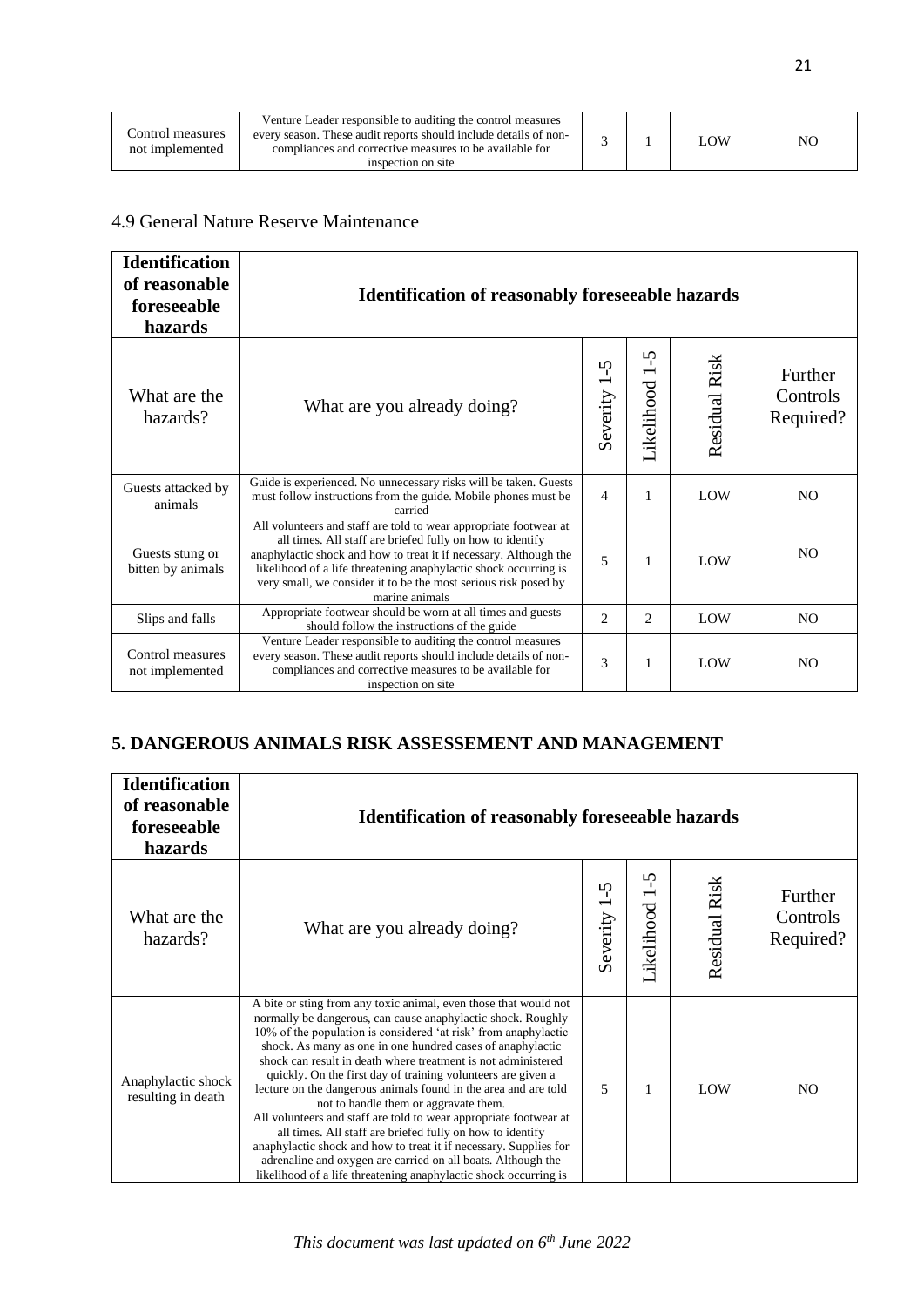| Control measures not implemented | Venture Leader responsible to auditing the control measures every season. These audit reports should include details of non-compliances and corrective measures to be available for inspection on site | 3 | 1 | LOW | NO |
|---|---|---|---|---|---|

## 4.9 General Nature Reserve Maintenance

| **Identification of reasonable foreseeable hazards** | **Identification of reasonably foreseeable hazards** | | | | |
|---|---|---|---|---|---|
| What are the hazards? | What are you already doing? | Severity 1-5 | Likelihood 1-5 | Residual Risk | Further Controls Required? |
| Guests attacked by animals | Guide is experienced. No unnecessary risks will be taken. Guests must follow instructions from the guide. Mobile phones must be carried | 4 | 1 | LOW | NO |
| Guests stung or bitten by animals | All volunteers and staff are told to wear appropriate footwear at all times. All staff are briefed fully on how to identify anaphylactic shock and how to treat it if necessary. Although the likelihood of a life threatening anaphylactic shock occurring is very small, we consider it to be the most serious risk posed by marine animals | 5 | 1 | LOW | NO |
| Slips and falls | Appropriate footwear should be worn at all times and guests should follow the instructions of the guide | 2 | 2 | LOW | NO |
| Control measures not implemented | Venture Leader responsible to auditing the control measures every season. These audit reports should include details of non-compliances and corrective measures to be available for inspection on site | 3 | 1 | LOW | NO |

## 5. DANGEROUS ANIMALS RISK ASSESSEMENT AND MANAGEMENT

| **Identification of reasonable foreseeable hazards** | **Identification of reasonably foreseeable hazards** | | | | |
|---|---|---|---|---|---|
| What are the hazards? | What are you already doing? | Severity 1-5 | Likelihood 1-5 | Residual Risk | Further Controls Required? |
| Anaphylactic shock resulting in death | A bite or sting from any toxic animal, even those that would not normally be dangerous, can cause anaphylactic shock. Roughly 10% of the population is considered 'at risk' from anaphylactic shock. As many as one in one hundred cases of anaphylactic shock can result in death where treatment is not administered quickly. On the first day of training volunteers are given a lecture on the dangerous animals found in the area and are told not to handle them or aggravate them. All volunteers and staff are told to wear appropriate footwear at all times. All staff are briefed fully on how to identify anaphylactic shock and how to treat it if necessary. Supplies for adrenaline and oxygen are carried on all boats. Although the likelihood of a life threatening anaphylactic shock occurring is | 5 | 1 | LOW | NO |

*This document was last updated on 6th June 2022*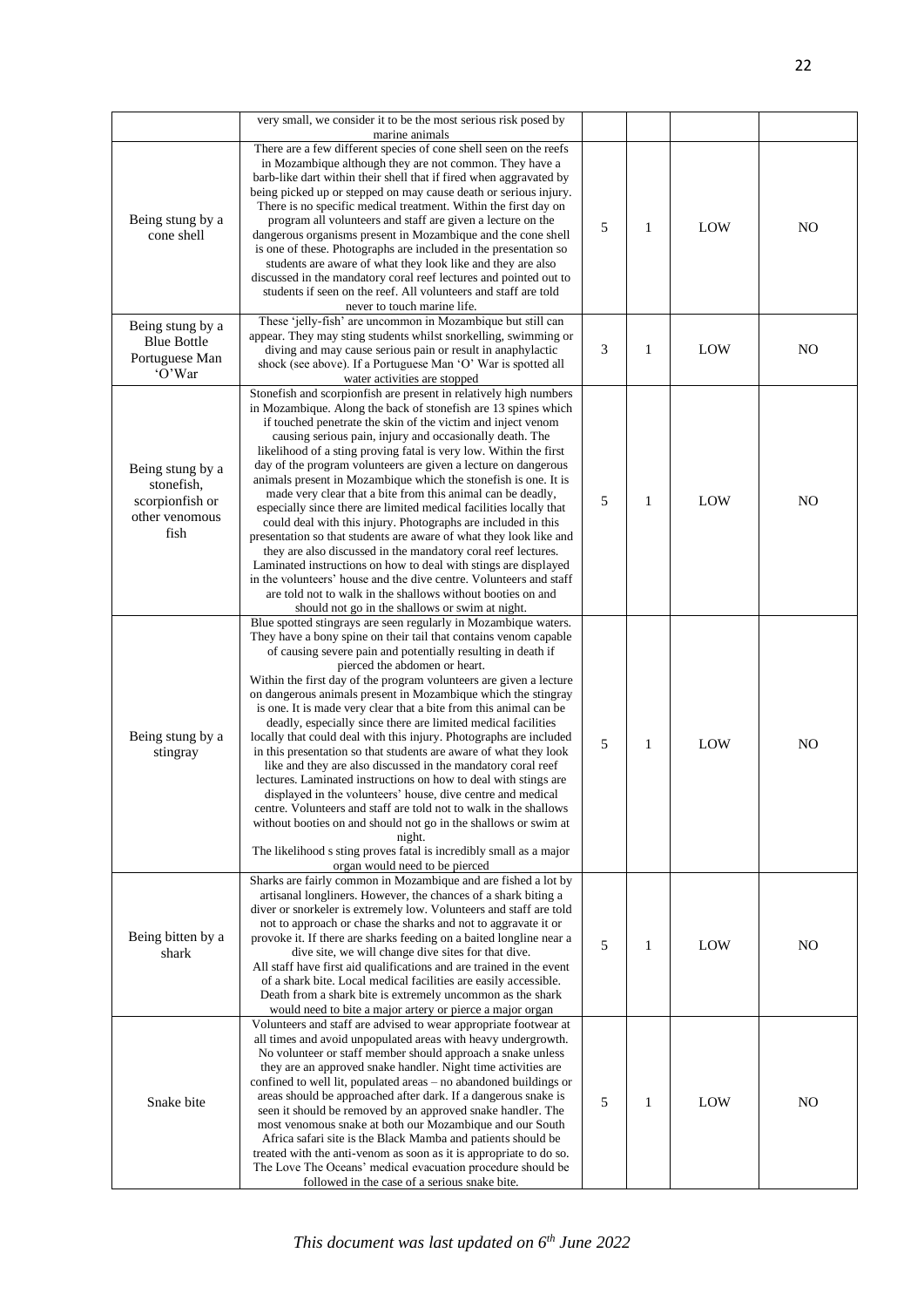| | very small, we consider it to be the most serious risk posed by marine animals | | | | |
|---|---|---|---|---|---|
| Being stung by a cone shell | There are a few different species of cone shell seen on the reefs in Mozambique although they are not common. They have a barb-like dart within their shell that if fired when aggravated by being picked up or stepped on may cause death or serious injury. There is no specific medical treatment. Within the first day on program all volunteers and staff are given a lecture on the dangerous organisms present in Mozambique and the cone shell is one of these. Photographs are included in the presentation so students are aware of what they look like and they are also discussed in the mandatory coral reef lectures and pointed out to students if seen on the reef. All volunteers and staff are told never to touch marine life. | 5 | 1 | LOW | NO |
| Being stung by a Blue Bottle Portuguese Man 'O'War | These 'jelly-fish' are uncommon in Mozambique but still can appear. They may sting students whilst snorkelling, swimming or diving and may cause serious pain or result in anaphylactic shock (see above). If a Portuguese Man 'O' War is spotted all water activities are stopped | 3 | 1 | LOW | NO |
| Being stung by a stonefish, scorpionfish or other venomous fish | Stonefish and scorpionfish are present in relatively high numbers in Mozambique. Along the back of stonefish are 13 spines which if touched penetrate the skin of the victim and inject venom causing serious pain, injury and occasionally death. The likelihood of a sting proving fatal is very low. Within the first day of the program volunteers are given a lecture on dangerous animals present in Mozambique which the stonefish is one. It is made very clear that a bite from this animal can be deadly, especially since there are limited medical facilities locally that could deal with this injury. Photographs are included in this presentation so that students are aware of what they look like and they are also discussed in the mandatory coral reef lectures. Laminated instructions on how to deal with stings are displayed in the volunteers' house and the dive centre. Volunteers and staff are told not to walk in the shallows without booties on and should not go in the shallows or swim at night. | 5 | 1 | LOW | NO |
| Being stung by a stingray | Blue spotted stingrays are seen regularly in Mozambique waters. They have a bony spine on their tail that contains venom capable of causing severe pain and potentially resulting in death if pierced the abdomen or heart. Within the first day of the program volunteers are given a lecture on dangerous animals present in Mozambique which the stingray is one. It is made very clear that a bite from this animal can be deadly, especially since there are limited medical facilities locally that could deal with this injury. Photographs are included in this presentation so that students are aware of what they look like and they are also discussed in the mandatory coral reef lectures. Laminated instructions on how to deal with stings are displayed in the volunteers' house, dive centre and medical centre. Volunteers and staff are told not to walk in the shallows without booties on and should not go in the shallows or swim at night. The likelihood s sting proves fatal is incredibly small as a major organ would need to be pierced | 5 | 1 | LOW | NO |
| Being bitten by a shark | Sharks are fairly common in Mozambique and are fished a lot by artisanal longliners. However, the chances of a shark biting a diver or snorkeler is extremely low. Volunteers and staff are told not to approach or chase the sharks and not to aggravate it or provoke it. If there are sharks feeding on a baited longline near a dive site, we will change dive sites for that dive. All staff have first aid qualifications and are trained in the event of a shark bite. Local medical facilities are easily accessible. Death from a shark bite is extremely uncommon as the shark would need to bite a major artery or pierce a major organ | 5 | 1 | LOW | NO |
| Snake bite | Volunteers and staff are advised to wear appropriate footwear at all times and avoid unpopulated areas with heavy undergrowth. No volunteer or staff member should approach a snake unless they are an approved snake handler. Night time activities are confined to well lit, populated areas – no abandoned buildings or areas should be approached after dark. If a dangerous snake is seen it should be removed by an approved snake handler. The most venomous snake at both our Mozambique and our South Africa safari site is the Black Mamba and patients should be treated with the anti-venom as soon as it is appropriate to do so. The Love The Oceans' medical evacuation procedure should be followed in the case of a serious snake bite. | 5 | 1 | LOW | NO |

*This document was last updated on 6th June 2022*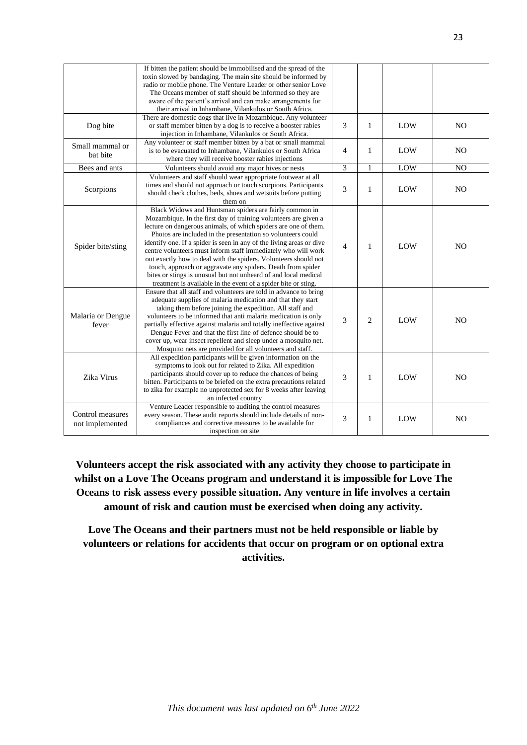| | | | | | |
|---|---|---|---|---|---|
| | If bitten the patient should be immobilised and the spread of the toxin slowed by bandaging. The main site should be informed by radio or mobile phone. The Venture Leader or other senior Love The Oceans member of staff should be informed so they are aware of the patient's arrival and can make arrangements for their arrival in Inhambane, Vilankulos or South Africa. | | | | |
| Dog bite | There are domestic dogs that live in Mozambique. Any volunteer or staff member bitten by a dog is to receive a booster rabies injection in Inhambane, Vilankulos or South Africa. | 3 | 1 | LOW | NO |
| Small mammal or bat bite | Any volunteer or staff member bitten by a bat or small mammal is to be evacuated to Inhambane, Vilankulos or South Africa where they will receive booster rabies injections | 4 | 1 | LOW | NO |
| Bees and ants | Volunteers should avoid any major hives or nests | 3 | 1 | LOW | NO |
| Scorpions | Volunteers and staff should wear appropriate footwear at all times and should not approach or touch scorpions. Participants should check clothes, beds, shoes and wetsuits before putting them on | 3 | 1 | LOW | NO |
| Spider bite/sting | Black Widows and Huntsman spiders are fairly common in Mozambique. In the first day of training volunteers are given a lecture on dangerous animals, of which spiders are one of them. Photos are included in the presentation so volunteers could identify one. If a spider is seen in any of the living areas or dive centre volunteers must inform staff immediately who will work out exactly how to deal with the spiders. Volunteers should not touch, approach or aggravate any spiders. Death from spider bites or stings is unusual but not unheard of and local medical treatment is available in the event of a spider bite or sting. | 4 | 1 | LOW | NO |
| Malaria or Dengue fever | Ensure that all staff and volunteers are told in advance to bring adequate supplies of malaria medication and that they start taking them before joining the expedition. All staff and volunteers to be informed that anti malaria medication is only partially effective against malaria and totally ineffective against Dengue Fever and that the first line of defence should be to cover up, wear insect repellent and sleep under a mosquito net. Mosquito nets are provided for all volunteers and staff. | 3 | 2 | LOW | NO |
| Zika Virus | All expedition participants will be given information on the symptoms to look out for related to Zika. All expedition participants should cover up to reduce the chances of being bitten. Participants to be briefed on the extra precautions related to zika for example no unprotected sex for 8 weeks after leaving an infected country | 3 | 1 | LOW | NO |
| Control measures not implemented | Venture Leader responsible to auditing the control measures every season. These audit reports should include details of non-compliances and corrective measures to be available for inspection on site | 3 | 1 | LOW | NO |

**Volunteers accept the risk associated with any activity they choose to participate in whilst on a Love The Oceans program and understand it is impossible for Love The Oceans to risk assess every possible situation. Any venture in life involves a certain amount of risk and caution must be exercised when doing any activity.**

**Love The Oceans and their partners must not be held responsible or liable by volunteers or relations for accidents that occur on program or on optional extra activities.**

*This document was last updated on 6th June 2022*